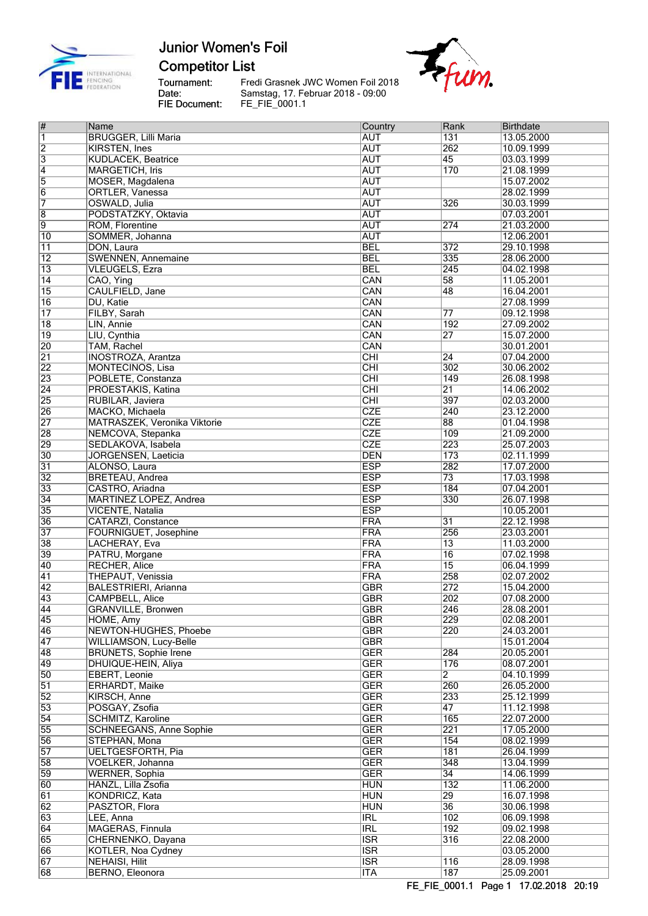# Junior Women's Foil
## Competitor List

Tournament: Fredi Grasnek JWC Women Foil 2018
Date: Samstag, 17. Februar 2018 - 09:00
FIE Document: FE_FIE_0001.1

| # | Name | Country | Rank | Birthdate |
|---|---|---|---|---|
| 1 | BRUGGER, Lilli Maria | AUT | 131 | 13.05.2000 |
| 2 | KIRSTEN, Ines | AUT | 262 | 10.09.1999 |
| 3 | KUDLACEK, Beatrice | AUT | 45 | 03.03.1999 |
| 4 | MARGETICH, Iris | AUT | 170 | 21.08.1999 |
| 5 | MOSER, Magdalena | AUT | | 15.07.2002 |
| 6 | ORTLER, Vanessa | AUT | | 28.02.1999 |
| 7 | OSWALD, Julia | AUT | 326 | 30.03.1999 |
| 8 | PODSTATZKY, Oktavia | AUT | | 07.03.2001 |
| 9 | ROM, Florentine | AUT | 274 | 21.03.2000 |
| 10 | SOMMER, Johanna | AUT | | 12.06.2001 |
| 11 | DON, Laura | BEL | 372 | 29.10.1998 |
| 12 | SWENNEN, Annemaine | BEL | 335 | 28.06.2000 |
| 13 | VLEUGELS, Ezra | BEL | 245 | 04.02.1998 |
| 14 | CAO, Ying | CAN | 58 | 11.05.2001 |
| 15 | CAULFIELD, Jane | CAN | 48 | 16.04.2001 |
| 16 | DU, Katie | CAN | | 27.08.1999 |
| 17 | FILBY, Sarah | CAN | 77 | 09.12.1998 |
| 18 | LIN, Annie | CAN | 192 | 27.09.2002 |
| 19 | LIU, Cynthia | CAN | 27 | 15.07.2000 |
| 20 | TAM, Rachel | CAN | | 30.01.2001 |
| 21 | INOSTROZA, Arantza | CHI | 24 | 07.04.2000 |
| 22 | MONTECINOS, Lisa | CHI | 302 | 30.06.2002 |
| 23 | POBLETE, Constanza | CHI | 149 | 26.08.1998 |
| 24 | PROESTAKIS, Katina | CHI | 21 | 14.06.2002 |
| 25 | RUBILAR, Javiera | CHI | 397 | 02.03.2000 |
| 26 | MACKO, Michaela | CZE | 240 | 23.12.2000 |
| 27 | MATRASZEK, Veronika Viktorie | CZE | 88 | 01.04.1998 |
| 28 | NEMCOVA, Stepanka | CZE | 109 | 21.09.2000 |
| 29 | SEDLAKOVA, Isabela | CZE | 223 | 25.07.2003 |
| 30 | JORGENSEN, Laeticia | DEN | 173 | 02.11.1999 |
| 31 | ALONSO, Laura | ESP | 282 | 17.07.2000 |
| 32 | BRETEAU, Andrea | ESP | 73 | 17.03.1998 |
| 33 | CASTRO, Ariadna | ESP | 184 | 07.04.2001 |
| 34 | MARTINEZ LOPEZ, Andrea | ESP | 330 | 26.07.1998 |
| 35 | VICENTE, Natalia | ESP | | 10.05.2001 |
| 36 | CATARZI, Constance | FRA | 31 | 22.12.1998 |
| 37 | FOURNIGUET, Josephine | FRA | 256 | 23.03.2001 |
| 38 | LACHERAY, Eva | FRA | 13 | 11.03.2000 |
| 39 | PATRU, Morgane | FRA | 16 | 07.02.1998 |
| 40 | RECHER, Alice | FRA | 15 | 06.04.1999 |
| 41 | THEPAUT, Venissia | FRA | 258 | 02.07.2002 |
| 42 | BALESTRIERI, Arianna | GBR | 272 | 15.04.2000 |
| 43 | CAMPBELL, Alice | GBR | 202 | 07.08.2000 |
| 44 | GRANVILLE, Bronwen | GBR | 246 | 28.08.2001 |
| 45 | HOME, Amy | GBR | 229 | 02.08.2001 |
| 46 | NEWTON-HUGHES, Phoebe | GBR | 220 | 24.03.2001 |
| 47 | WILLIAMSON, Lucy-Belle | GBR | | 15.01.2004 |
| 48 | BRUNETS, Sophie Irene | GER | 284 | 20.05.2001 |
| 49 | DHUIQUE-HEIN, Aliya | GER | 176 | 08.07.2001 |
| 50 | EBERT, Leonie | GER | 2 | 04.10.1999 |
| 51 | ERHARDT, Maike | GER | 260 | 26.05.2000 |
| 52 | KIRSCH, Anne | GER | 233 | 25.12.1999 |
| 53 | POSGAY, Zsofia | GER | 47 | 11.12.1998 |
| 54 | SCHMITZ, Karoline | GER | 165 | 22.07.2000 |
| 55 | SCHNEEGANS, Anne Sophie | GER | 221 | 17.05.2000 |
| 56 | STEPHAN, Mona | GER | 154 | 08.02.1999 |
| 57 | UELTGESFORTH, Pia | GER | 181 | 26.04.1999 |
| 58 | VOELKER, Johanna | GER | 348 | 13.04.1999 |
| 59 | WERNER, Sophia | GER | 34 | 14.06.1999 |
| 60 | HANZL, Lilla Zsofia | HUN | 132 | 11.06.2000 |
| 61 | KONDRICZ, Kata | HUN | 29 | 16.07.1998 |
| 62 | PASZTOR, Flora | HUN | 36 | 30.06.1998 |
| 63 | LEE, Anna | IRL | 102 | 06.09.1998 |
| 64 | MAGERAS, Finnula | IRL | 192 | 09.02.1998 |
| 65 | CHERNENKO, Dayana | ISR | 316 | 22.08.2000 |
| 66 | KOTLER, Noa Cydney | ISR | | 03.05.2000 |
| 67 | NEHAISI, Hilit | ISR | 116 | 28.09.1998 |
| 68 | BERNO, Eleonora | ITA | 187 | 25.09.2001 |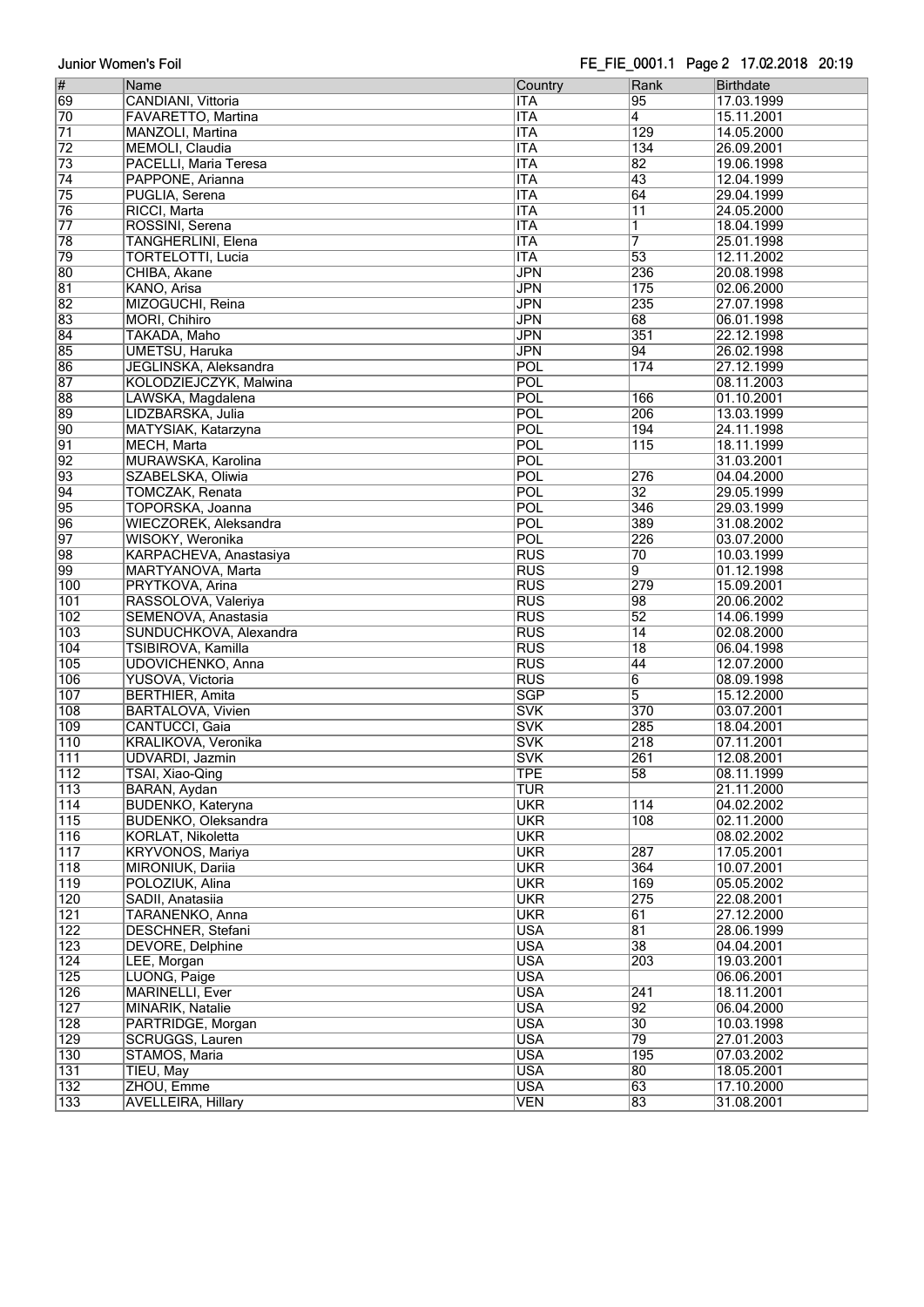| # | Name | Country | Rank | Birthdate |
|---|---|---|---|---|
| 69 | CANDIANI, Vittoria | ITA | 95 | 17.03.1999 |
| 70 | FAVARETTO, Martina | ITA | 4 | 15.11.2001 |
| 71 | MANZOLI, Martina | ITA | 129 | 14.05.2000 |
| 72 | MEMOLI, Claudia | ITA | 134 | 26.09.2001 |
| 73 | PACELLI, Maria Teresa | ITA | 82 | 19.06.1998 |
| 74 | PAPPONE, Arianna | ITA | 43 | 12.04.1999 |
| 75 | PUGLIA, Serena | ITA | 64 | 29.04.1999 |
| 76 | RICCI, Marta | ITA | 11 | 24.05.2000 |
| 77 | ROSSINI, Serena | ITA | 1 | 18.04.1999 |
| 78 | TANGHERLINI, Elena | ITA | 7 | 25.01.1998 |
| 79 | TORTELOTTI, Lucia | ITA | 53 | 12.11.2002 |
| 80 | CHIBA, Akane | JPN | 236 | 20.08.1998 |
| 81 | KANO, Arisa | JPN | 175 | 02.06.2000 |
| 82 | MIZOGUCHI, Reina | JPN | 235 | 27.07.1998 |
| 83 | MORI, Chihiro | JPN | 68 | 06.01.1998 |
| 84 | TAKADA, Maho | JPN | 351 | 22.12.1998 |
| 85 | UMETSU, Haruka | JPN | 94 | 26.02.1998 |
| 86 | JEGLINSKA, Aleksandra | POL | 174 | 27.12.1999 |
| 87 | KOLODZIEJCZYK, Malwina | POL | | 08.11.2003 |
| 88 | LAWSKA, Magdalena | POL | 166 | 01.10.2001 |
| 89 | LIDZBARSKA, Julia | POL | 206 | 13.03.1999 |
| 90 | MATYSIAK, Katarzyna | POL | 194 | 24.11.1998 |
| 91 | MECH, Marta | POL | 115 | 18.11.1999 |
| 92 | MURAWSKA, Karolina | POL | | 31.03.2001 |
| 93 | SZABELSKA, Oliwia | POL | 276 | 04.04.2000 |
| 94 | TOMCZAK, Renata | POL | 32 | 29.05.1999 |
| 95 | TOPORSKA, Joanna | POL | 346 | 29.03.1999 |
| 96 | WIECZOREK, Aleksandra | POL | 389 | 31.08.2002 |
| 97 | WISOKY, Weronika | POL | 226 | 03.07.2000 |
| 98 | KARPACHEVA, Anastasiya | RUS | 70 | 10.03.1999 |
| 99 | MARTYANOVA, Marta | RUS | 9 | 01.12.1998 |
| 100 | PRYTKOVA, Arina | RUS | 279 | 15.09.2001 |
| 101 | RASSOLOVA, Valeriya | RUS | 98 | 20.06.2002 |
| 102 | SEMENOVA, Anastasia | RUS | 52 | 14.06.1999 |
| 103 | SUNDUCHKOVA, Alexandra | RUS | 14 | 02.08.2000 |
| 104 | TSIBIROVA, Kamilla | RUS | 18 | 06.04.1998 |
| 105 | UDOVICHENKO, Anna | RUS | 44 | 12.07.2000 |
| 106 | YUSOVA, Victoria | RUS | 6 | 08.09.1998 |
| 107 | BERTHIER, Amita | SGP | 5 | 15.12.2000 |
| 108 | BARTALOVA, Vivien | SVK | 370 | 03.07.2001 |
| 109 | CANTUCCI, Gaia | SVK | 285 | 18.04.2001 |
| 110 | KRALIKOVA, Veronika | SVK | 218 | 07.11.2001 |
| 111 | UDVARDI, Jazmin | SVK | 261 | 12.08.2001 |
| 112 | TSAI, Xiao-Qing | TPE | 58 | 08.11.1999 |
| 113 | BARAN, Aydan | TUR | | 21.11.2000 |
| 114 | BUDENKO, Kateryna | UKR | 114 | 04.02.2002 |
| 115 | BUDENKO, Oleksandra | UKR | 108 | 02.11.2000 |
| 116 | KORLAT, Nikoletta | UKR | | 08.02.2002 |
| 117 | KRYVONOS, Mariya | UKR | 287 | 17.05.2001 |
| 118 | MIRONIUK, Dariia | UKR | 364 | 10.07.2001 |
| 119 | POLOZIUK, Alina | UKR | 169 | 05.05.2002 |
| 120 | SADII, Anatasiia | UKR | 275 | 22.08.2001 |
| 121 | TARANENKO, Anna | UKR | 61 | 27.12.2000 |
| 122 | DESCHNER, Stefani | USA | 81 | 28.06.1999 |
| 123 | DEVORE, Delphine | USA | 38 | 04.04.2001 |
| 124 | LEE, Morgan | USA | 203 | 19.03.2001 |
| 125 | LUONG, Paige | USA | | 06.06.2001 |
| 126 | MARINELLI, Ever | USA | 241 | 18.11.2001 |
| 127 | MINARIK, Natalie | USA | 92 | 06.04.2000 |
| 128 | PARTRIDGE, Morgan | USA | 30 | 10.03.1998 |
| 129 | SCRUGGS, Lauren | USA | 79 | 27.01.2003 |
| 130 | STAMOS, Maria | USA | 195 | 07.03.2002 |
| 131 | TIEU, May | USA | 80 | 18.05.2001 |
| 132 | ZHOU, Emme | USA | 63 | 17.10.2000 |
| 133 | AVELLEIRA, Hillary | VEN | 83 | 31.08.2001 |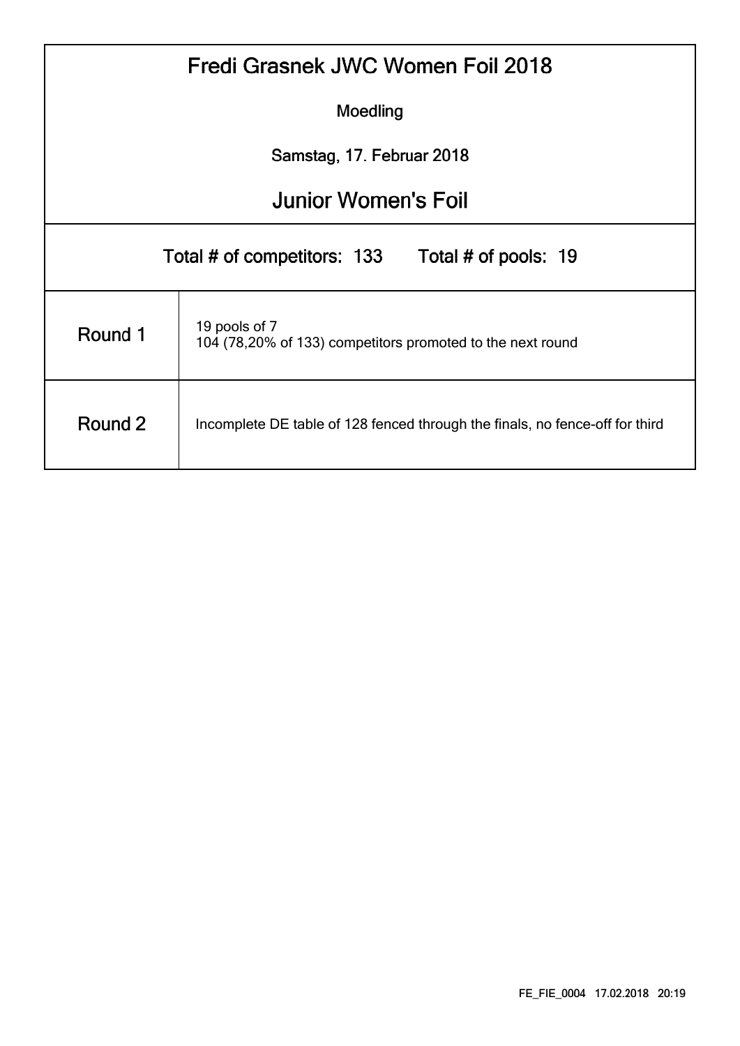# Fredi Grasnek JWC Women Foil 2018

Moedling

Samstag, 17. Februar 2018

## Junior Women's Foil

Total # of competitors: 133 Total # of pools: 19

| | |
|---|---|
| Round 1 | 19 pools of 7<br>104 (78,20% of 133) competitors promoted to the next round |
| Round 2 | Incomplete DE table of 128 fenced through the finals, no fence-off for third |

FE_FIE_0004 17.02.2018 20:19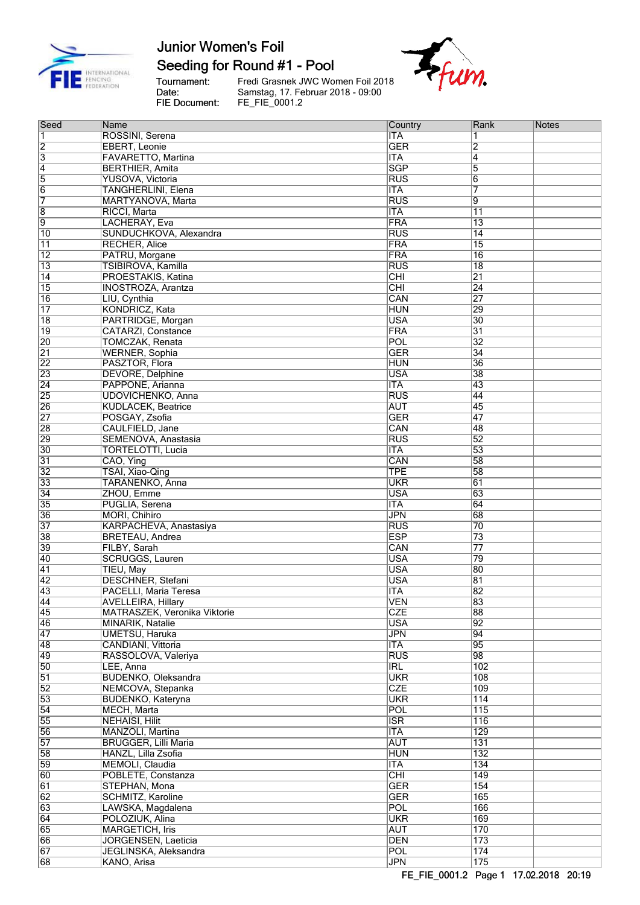# Junior Women's Foil

## Seeding for Round #1 - Pool

Tournament: Fredi Grasnek JWC Women Foil 2018
Date: Samstag, 17. Februar 2018 - 09:00
FIE Document: FE_FIE_0001.2

| Seed | Name | Country | Rank | Notes |
|---|---|---|---|---|
| 1 | ROSSINI, Serena | ITA | 1 | |
| 2 | EBERT, Leonie | GER | 2 | |
| 3 | FAVARETTO, Martina | ITA | 4 | |
| 4 | BERTHIER, Amita | SGP | 5 | |
| 5 | YUSOVA, Victoria | RUS | 6 | |
| 6 | TANGHERLINI, Elena | ITA | 7 | |
| 7 | MARTYANOVA, Marta | RUS | 9 | |
| 8 | RICCI, Marta | ITA | 11 | |
| 9 | LACHERAY, Eva | FRA | 13 | |
| 10 | SUNDUCHKOVA, Alexandra | RUS | 14 | |
| 11 | RECHER, Alice | FRA | 15 | |
| 12 | PATRU, Morgane | FRA | 16 | |
| 13 | TSIBIROVA, Kamilla | RUS | 18 | |
| 14 | PROESTAKIS, Katina | CHI | 21 | |
| 15 | INOSTROZA, Arantza | CHI | 24 | |
| 16 | LIU, Cynthia | CAN | 27 | |
| 17 | KONDRICZ, Kata | HUN | 29 | |
| 18 | PARTRIDGE, Morgan | USA | 30 | |
| 19 | CATARZI, Constance | FRA | 31 | |
| 20 | TOMCZAK, Renata | POL | 32 | |
| 21 | WERNER, Sophia | GER | 34 | |
| 22 | PASZTOR, Flora | HUN | 36 | |
| 23 | DEVORE, Delphine | USA | 38 | |
| 24 | PAPPONE, Arianna | ITA | 43 | |
| 25 | UDOVICHENKO, Anna | RUS | 44 | |
| 26 | KUDLACEK, Beatrice | AUT | 45 | |
| 27 | POSGAY, Zsofia | GER | 47 | |
| 28 | CAULFIELD, Jane | CAN | 48 | |
| 29 | SEMENOVA, Anastasia | RUS | 52 | |
| 30 | TORTELOTTI, Lucia | ITA | 53 | |
| 31 | CAO, Ying | CAN | 58 | |
| 32 | TSAI, Xiao-Qing | TPE | 58 | |
| 33 | TARANENKO, Anna | UKR | 61 | |
| 34 | ZHOU, Emme | USA | 63 | |
| 35 | PUGLIA, Serena | ITA | 64 | |
| 36 | MORI, Chihiro | JPN | 68 | |
| 37 | KARPACHEVA, Anastasiya | RUS | 70 | |
| 38 | BRETEAU, Andrea | ESP | 73 | |
| 39 | FILBY, Sarah | CAN | 77 | |
| 40 | SCRUGGS, Lauren | USA | 79 | |
| 41 | TIEU, May | USA | 80 | |
| 42 | DESCHNER, Stefani | USA | 81 | |
| 43 | PACELLI, Maria Teresa | ITA | 82 | |
| 44 | AVELLEIRA, Hillary | VEN | 83 | |
| 45 | MATRASZEK, Veronika Viktorie | CZE | 88 | |
| 46 | MINARIK, Natalie | USA | 92 | |
| 47 | UMETSU, Haruka | JPN | 94 | |
| 48 | CANDIANI, Vittoria | ITA | 95 | |
| 49 | RASSOLOVA, Valeriya | RUS | 98 | |
| 50 | LEE, Anna | IRL | 102 | |
| 51 | BUDENKO, Oleksandra | UKR | 108 | |
| 52 | NEMCOVA, Stepanka | CZE | 109 | |
| 53 | BUDENKO, Kateryna | UKR | 114 | |
| 54 | MECH, Marta | POL | 115 | |
| 55 | NEHAISI, Hilit | ISR | 116 | |
| 56 | MANZOLI, Martina | ITA | 129 | |
| 57 | BRUGGER, Lilli Maria | AUT | 131 | |
| 58 | HANZL, Lilla Zsofia | HUN | 132 | |
| 59 | MEMOLI, Claudia | ITA | 134 | |
| 60 | POBLETE, Constanza | CHI | 149 | |
| 61 | STEPHAN, Mona | GER | 154 | |
| 62 | SCHMITZ, Karoline | GER | 165 | |
| 63 | LAWSKA, Magdalena | POL | 166 | |
| 64 | POLOZIUK, Alina | UKR | 169 | |
| 65 | MARGETICH, Iris | AUT | 170 | |
| 66 | JORGENSEN, Laeticia | DEN | 173 | |
| 67 | JEGLINSKA, Aleksandra | POL | 174 | |
| 68 | KANO, Arisa | JPN | 175 | |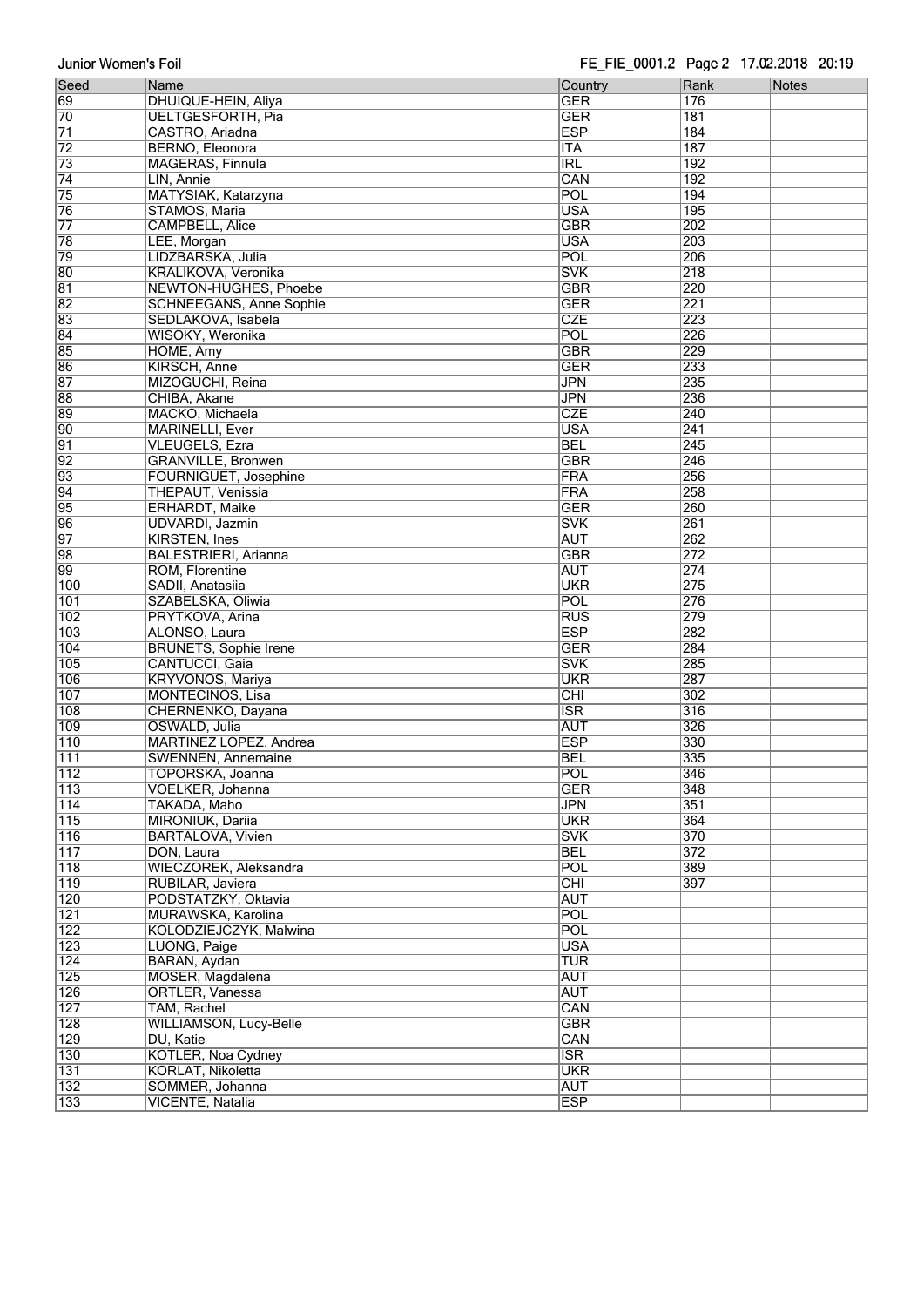| Seed | Name | Country | Rank | Notes |
|---|---|---|---|---|
| 69 | DHUIQUE-HEIN, Aliya | GER | 176 | |
| 70 | UELTGESFORTH, Pia | GER | 181 | |
| 71 | CASTRO, Ariadna | ESP | 184 | |
| 72 | BERNO, Eleonora | ITA | 187 | |
| 73 | MAGERAS, Finnula | IRL | 192 | |
| 74 | LIN, Annie | CAN | 192 | |
| 75 | MATYSIAK, Katarzyna | POL | 194 | |
| 76 | STAMOS, Maria | USA | 195 | |
| 77 | CAMPBELL, Alice | GBR | 202 | |
| 78 | LEE, Morgan | USA | 203 | |
| 79 | LIDZBARSKA, Julia | POL | 206 | |
| 80 | KRALIKOVA, Veronika | SVK | 218 | |
| 81 | NEWTON-HUGHES, Phoebe | GBR | 220 | |
| 82 | SCHNEEGANS, Anne Sophie | GER | 221 | |
| 83 | SEDLAKOVA, Isabela | CZE | 223 | |
| 84 | WISOKY, Weronika | POL | 226 | |
| 85 | HOME, Amy | GBR | 229 | |
| 86 | KIRSCH, Anne | GER | 233 | |
| 87 | MIZOGUCHI, Reina | JPN | 235 | |
| 88 | CHIBA, Akane | JPN | 236 | |
| 89 | MACKO, Michaela | CZE | 240 | |
| 90 | MARINELLI, Ever | USA | 241 | |
| 91 | VLEUGELS, Ezra | BEL | 245 | |
| 92 | GRANVILLE, Bronwen | GBR | 246 | |
| 93 | FOURNIGUET, Josephine | FRA | 256 | |
| 94 | THEPAUT, Venissia | FRA | 258 | |
| 95 | ERHARDT, Maike | GER | 260 | |
| 96 | UDVARDI, Jazmin | SVK | 261 | |
| 97 | KIRSTEN, Ines | AUT | 262 | |
| 98 | BALESTRIERI, Arianna | GBR | 272 | |
| 99 | ROM, Florentine | AUT | 274 | |
| 100 | SADII, Anatasiia | UKR | 275 | |
| 101 | SZABELSKA, Oliwia | POL | 276 | |
| 102 | PRYTKOVA, Arina | RUS | 279 | |
| 103 | ALONSO, Laura | ESP | 282 | |
| 104 | BRUNETS, Sophie Irene | GER | 284 | |
| 105 | CANTUCCI, Gaia | SVK | 285 | |
| 106 | KRYVONOS, Mariya | UKR | 287 | |
| 107 | MONTECINOS, Lisa | CHI | 302 | |
| 108 | CHERNENKO, Dayana | ISR | 316 | |
| 109 | OSWALD, Julia | AUT | 326 | |
| 110 | MARTINEZ LOPEZ, Andrea | ESP | 330 | |
| 111 | SWENNEN, Annemaine | BEL | 335 | |
| 112 | TOPORSKA, Joanna | POL | 346 | |
| 113 | VOELKER, Johanna | GER | 348 | |
| 114 | TAKADA, Maho | JPN | 351 | |
| 115 | MIRONIUK, Dariia | UKR | 364 | |
| 116 | BARTALOVA, Vivien | SVK | 370 | |
| 117 | DON, Laura | BEL | 372 | |
| 118 | WIECZOREK, Aleksandra | POL | 389 | |
| 119 | RUBILAR, Javiera | CHI | 397 | |
| 120 | PODSTATZKY, Oktavia | AUT | | |
| 121 | MURAWSKA, Karolina | POL | | |
| 122 | KOLODZIEJCZYK, Malwina | POL | | |
| 123 | LUONG, Paige | USA | | |
| 124 | BARAN, Aydan | TUR | | |
| 125 | MOSER, Magdalena | AUT | | |
| 126 | ORTLER, Vanessa | AUT | | |
| 127 | TAM, Rachel | CAN | | |
| 128 | WILLIAMSON, Lucy-Belle | GBR | | |
| 129 | DU, Katie | CAN | | |
| 130 | KOTLER, Noa Cydney | ISR | | |
| 131 | KORLAT, Nikoletta | UKR | | |
| 132 | SOMMER, Johanna | AUT | | |
| 133 | VICENTE, Natalia | ESP | | |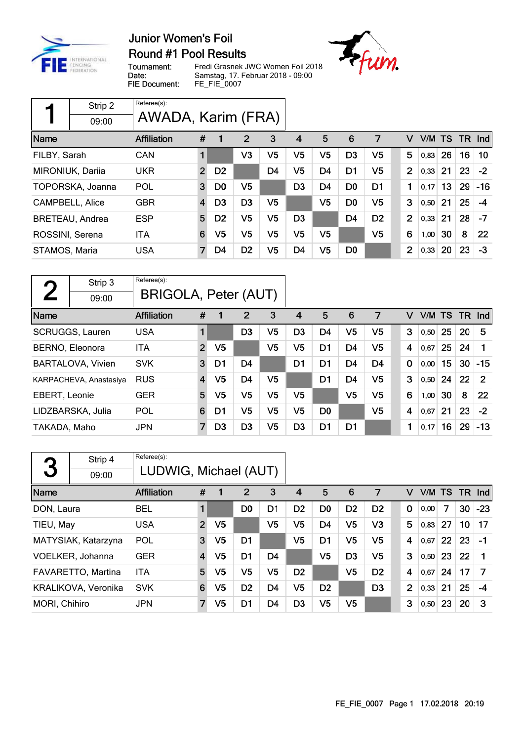# Junior Women's Foil

## Round #1 Pool Results

Tournament: Fredi Grasnek JWC Women Foil 2018
Date: Samstag, 17. Februar 2018 - 09:00
FIE Document: FE_FIE_0007

### 1

Strip 2
09:00

Referee(s): AWADA, Karim (FRA)

| Name | Affiliation | # | 1 | 2 | 3 | 4 | 5 | 6 | 7 | V | V/M | TS | TR | Ind |
|---|---|---|---|---|---|---|---|---|---|---|---|---|---|---|
| FILBY, Sarah | CAN | 1 | | V3 | V5 | V5 | V5 | D3 | V5 | 5 | 0,83 | 26 | 16 | 10 |
| MIRONIUK, Dariia | UKR | 2 | D2 | | D4 | V5 | D4 | D1 | V5 | 2 | 0,33 | 21 | 23 | -2 |
| TOPORSKA, Joanna | POL | 3 | D0 | V5 | | D3 | D4 | D0 | D1 | 1 | 0,17 | 13 | 29 | -16 |
| CAMPBELL, Alice | GBR | 4 | D3 | D3 | V5 | | V5 | D0 | V5 | 3 | 0,50 | 21 | 25 | -4 |
| BRETEAU, Andrea | ESP | 5 | D2 | V5 | V5 | D3 | | D4 | D2 | 2 | 0,33 | 21 | 28 | -7 |
| ROSSINI, Serena | ITA | 6 | V5 | V5 | V5 | V5 | V5 | | V5 | 6 | 1,00 | 30 | 8 | 22 |
| STAMOS, Maria | USA | 7 | D4 | D2 | V5 | D4 | V5 | D0 | | 2 | 0,33 | 20 | 23 | -3 |

### 2

Strip 3
09:00

Referee(s): BRIGOLA, Peter (AUT)

| Name | Affiliation | # | 1 | 2 | 3 | 4 | 5 | 6 | 7 | V | V/M | TS | TR | Ind |
|---|---|---|---|---|---|---|---|---|---|---|---|---|---|---|
| SCRUGGS, Lauren | USA | 1 | | D3 | V5 | D3 | D4 | V5 | V5 | 3 | 0,50 | 25 | 20 | 5 |
| BERNO, Eleonora | ITA | 2 | V5 | | V5 | V5 | D1 | D4 | V5 | 4 | 0,67 | 25 | 24 | 1 |
| BARTALOVA, Vivien | SVK | 3 | D1 | D4 | | D1 | D1 | D4 | D4 | 0 | 0,00 | 15 | 30 | -15 |
| KARPACHEVA, Anastasiya | RUS | 4 | V5 | D4 | V5 | | D1 | D4 | V5 | 3 | 0,50 | 24 | 22 | 2 |
| EBERT, Leonie | GER | 5 | V5 | V5 | V5 | V5 | | V5 | V5 | 6 | 1,00 | 30 | 8 | 22 |
| LIDZBARSKA, Julia | POL | 6 | D1 | V5 | V5 | V5 | D0 | | V5 | 4 | 0,67 | 21 | 23 | -2 |
| TAKADA, Maho | JPN | 7 | D3 | D3 | V5 | D3 | D1 | D1 | | 1 | 0,17 | 16 | 29 | -13 |

### 3

Strip 4
09:00

Referee(s): LUDWIG, Michael (AUT)

| Name | Affiliation | # | 1 | 2 | 3 | 4 | 5 | 6 | 7 | V | V/M | TS | TR | Ind |
|---|---|---|---|---|---|---|---|---|---|---|---|---|---|---|
| DON, Laura | BEL | 1 | | D0 | D1 | D2 | D0 | D2 | D2 | 0 | 0,00 | 7 | 30 | -23 |
| TIEU, May | USA | 2 | V5 | | V5 | V5 | D4 | V5 | V3 | 5 | 0,83 | 27 | 10 | 17 |
| MATYSIAK, Katarzyna | POL | 3 | V5 | D1 | | V5 | D1 | V5 | V5 | 4 | 0,67 | 22 | 23 | -1 |
| VOELKER, Johanna | GER | 4 | V5 | D1 | D4 | | V5 | D3 | V5 | 3 | 0,50 | 23 | 22 | 1 |
| FAVARETTO, Martina | ITA | 5 | V5 | V5 | V5 | D2 | | V5 | D2 | 4 | 0,67 | 24 | 17 | 7 |
| KRALIKOVA, Veronika | SVK | 6 | V5 | D2 | D4 | V5 | D2 | | D3 | 2 | 0,33 | 21 | 25 | -4 |
| MORI, Chihiro | JPN | 7 | V5 | D1 | D4 | D3 | V5 | V5 | | 3 | 0,50 | 23 | 20 | 3 |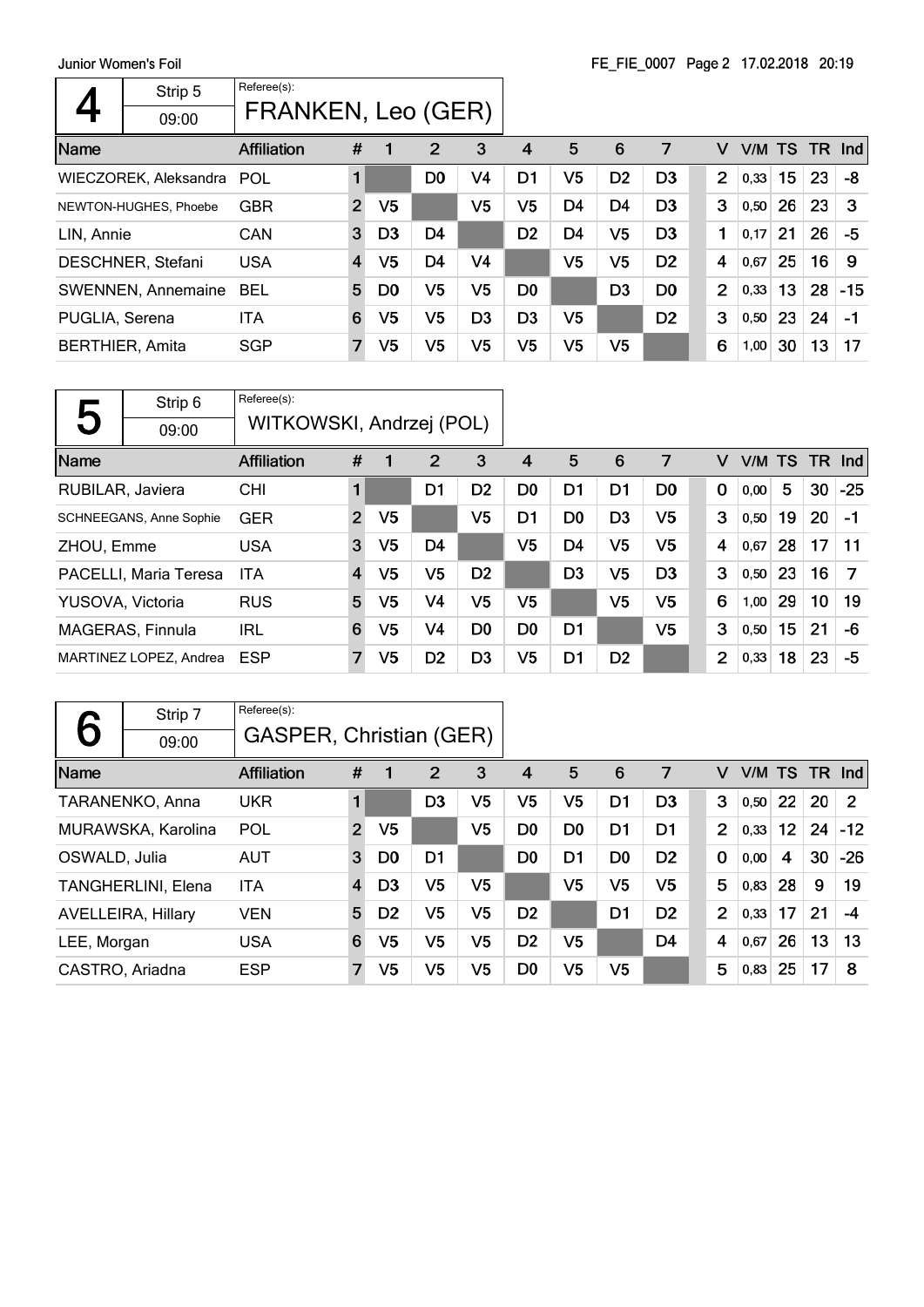## Pool 4

| 4 | Strip 5 | Referee(s): |
|---|---|---|
| | 09:00 | FRANKEN, Leo (GER) |

| Name | Affiliation | # | 1 | 2 | 3 | 4 | 5 | 6 | 7 | V | V/M | TS | TR | Ind |
|---|---|---|---|---|---|---|---|---|---|---|---|---|---|---|
| WIECZOREK, Aleksandra | POL | 1 | | D0 | V4 | D1 | V5 | D2 | D3 | 2 | 0,33 | 15 | 23 | -8 |
| NEWTON-HUGHES, Phoebe | GBR | 2 | V5 | | V5 | V5 | D4 | D4 | D3 | 3 | 0,50 | 26 | 23 | 3 |
| LIN, Annie | CAN | 3 | D3 | D4 | | D2 | D4 | V5 | D3 | 1 | 0,17 | 21 | 26 | -5 |
| DESCHNER, Stefani | USA | 4 | V5 | D4 | V4 | | V5 | V5 | D2 | 4 | 0,67 | 25 | 16 | 9 |
| SWENNEN, Annemaine | BEL | 5 | D0 | V5 | V5 | D0 | | D3 | D0 | 2 | 0,33 | 13 | 28 | -15 |
| PUGLIA, Serena | ITA | 6 | V5 | V5 | D3 | D3 | V5 | | D2 | 3 | 0,50 | 23 | 24 | -1 |
| BERTHIER, Amita | SGP | 7 | V5 | V5 | V5 | V5 | V5 | V5 | | 6 | 1,00 | 30 | 13 | 17 |

## Pool 5

| 5 | Strip 6 | Referee(s): |
|---|---|---|
| | 09:00 | WITKOWSKI, Andrzej (POL) |

| Name | Affiliation | # | 1 | 2 | 3 | 4 | 5 | 6 | 7 | V | V/M | TS | TR | Ind |
|---|---|---|---|---|---|---|---|---|---|---|---|---|---|---|
| RUBILAR, Javiera | CHI | 1 | | D1 | D2 | D0 | D1 | D1 | D0 | 0 | 0,00 | 5 | 30 | -25 |
| SCHNEEGANS, Anne Sophie | GER | 2 | V5 | | V5 | D1 | D0 | D3 | V5 | 3 | 0,50 | 19 | 20 | -1 |
| ZHOU, Emme | USA | 3 | V5 | D4 | | V5 | D4 | V5 | V5 | 4 | 0,67 | 28 | 17 | 11 |
| PACELLI, Maria Teresa | ITA | 4 | V5 | V5 | D2 | | D3 | V5 | D3 | 3 | 0,50 | 23 | 16 | 7 |
| YUSOVA, Victoria | RUS | 5 | V5 | V4 | V5 | V5 | | V5 | V5 | 6 | 1,00 | 29 | 10 | 19 |
| MAGERAS, Finnula | IRL | 6 | V5 | V4 | D0 | D0 | D1 | | V5 | 3 | 0,50 | 15 | 21 | -6 |
| MARTINEZ LOPEZ, Andrea | ESP | 7 | V5 | D2 | D3 | V5 | D1 | D2 | | 2 | 0,33 | 18 | 23 | -5 |

## Pool 6

| 6 | Strip 7 | Referee(s): |
|---|---|---|
| | 09:00 | GASPER, Christian (GER) |

| Name | Affiliation | # | 1 | 2 | 3 | 4 | 5 | 6 | 7 | V | V/M | TS | TR | Ind |
|---|---|---|---|---|---|---|---|---|---|---|---|---|---|---|
| TARANENKO, Anna | UKR | 1 | | D3 | V5 | V5 | V5 | D1 | D3 | 3 | 0,50 | 22 | 20 | 2 |
| MURAWSKA, Karolina | POL | 2 | V5 | | V5 | D0 | D0 | D1 | D1 | 2 | 0,33 | 12 | 24 | -12 |
| OSWALD, Julia | AUT | 3 | D0 | D1 | | D0 | D1 | D0 | D2 | 0 | 0,00 | 4 | 30 | -26 |
| TANGHERLINI, Elena | ITA | 4 | D3 | V5 | V5 | | V5 | V5 | V5 | 5 | 0,83 | 28 | 9 | 19 |
| AVELLEIRA, Hillary | VEN | 5 | D2 | V5 | V5 | D2 | | D1 | D2 | 2 | 0,33 | 17 | 21 | -4 |
| LEE, Morgan | USA | 6 | V5 | V5 | V5 | D2 | V5 | | D4 | 4 | 0,67 | 26 | 13 | 13 |
| CASTRO, Ariadna | ESP | 7 | V5 | V5 | V5 | D0 | V5 | V5 | | 5 | 0,83 | 25 | 17 | 8 |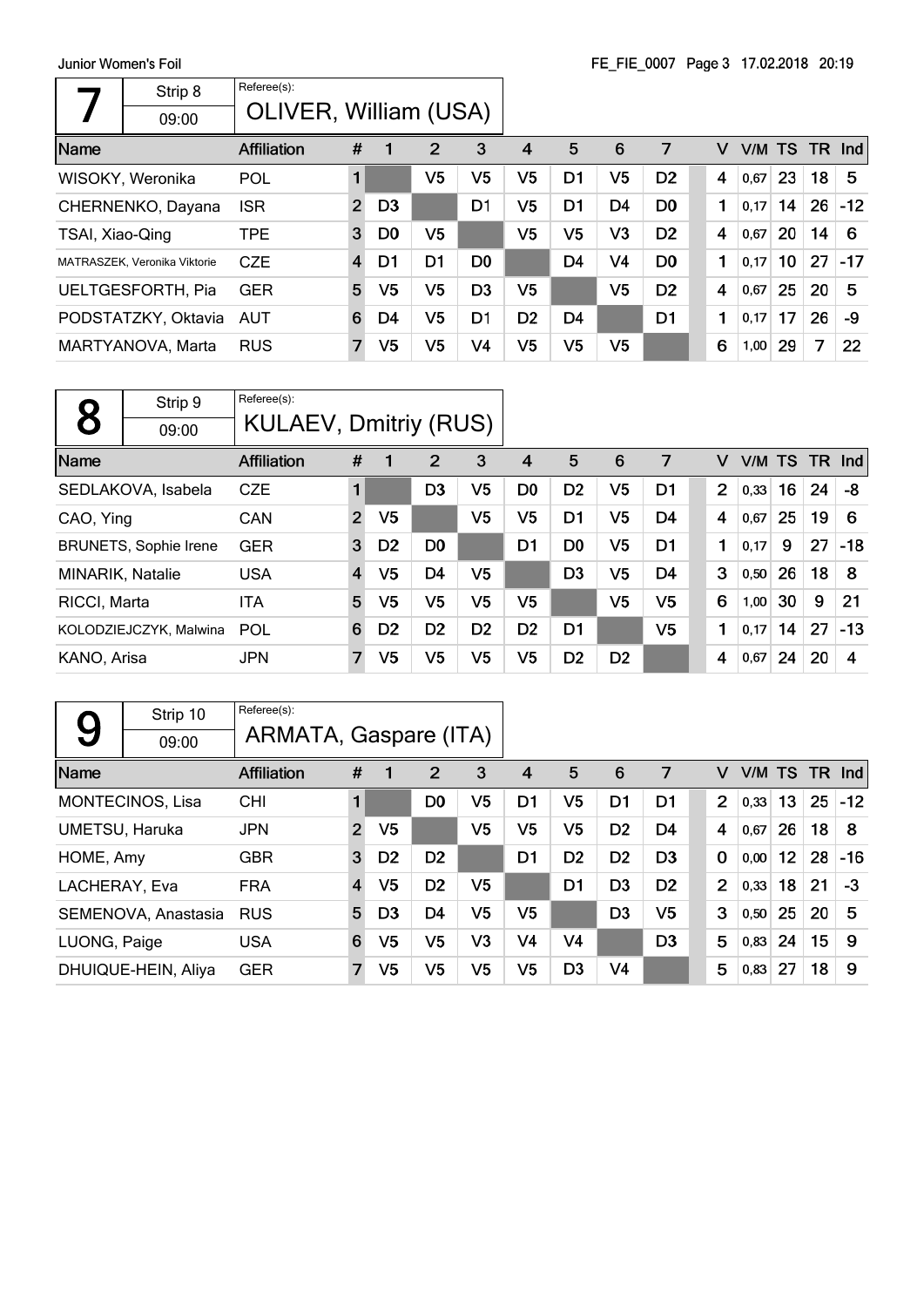## 7

Strip 8 — 09:00

Referee(s): OLIVER, William (USA)

| Name | Affiliation | # | 1 | 2 | 3 | 4 | 5 | 6 | 7 | V | V/M | TS | TR | Ind |
|---|---|---|---|---|---|---|---|---|---|---|---|---|---|---|
| WISOKY, Weronika | POL | 1 | | V5 | V5 | V5 | D1 | V5 | D2 | 4 | 0,67 | 23 | 18 | 5 |
| CHERNENKO, Dayana | ISR | 2 | D3 | | D1 | V5 | D1 | D4 | D0 | 1 | 0,17 | 14 | 26 | -12 |
| TSAI, Xiao-Qing | TPE | 3 | D0 | V5 | | V5 | V5 | V3 | D2 | 4 | 0,67 | 20 | 14 | 6 |
| MATRASZEK, Veronika Viktorie | CZE | 4 | D1 | D1 | D0 | | D4 | V4 | D0 | 1 | 0,17 | 10 | 27 | -17 |
| UELTGESFORTH, Pia | GER | 5 | V5 | V5 | D3 | V5 | | V5 | D2 | 4 | 0,67 | 25 | 20 | 5 |
| PODSTATZKY, Oktavia | AUT | 6 | D4 | V5 | D1 | D2 | D4 | | D1 | 1 | 0,17 | 17 | 26 | -9 |
| MARTYANOVA, Marta | RUS | 7 | V5 | V5 | V4 | V5 | V5 | V5 | | 6 | 1,00 | 29 | 7 | 22 |

## 8

Strip 9 — 09:00

Referee(s): KULAEV, Dmitriy (RUS)

| Name | Affiliation | # | 1 | 2 | 3 | 4 | 5 | 6 | 7 | V | V/M | TS | TR | Ind |
|---|---|---|---|---|---|---|---|---|---|---|---|---|---|---|
| SEDLAKOVA, Isabela | CZE | 1 | | D3 | V5 | D0 | D2 | V5 | D1 | 2 | 0,33 | 16 | 24 | -8 |
| CAO, Ying | CAN | 2 | V5 | | V5 | V5 | D1 | V5 | D4 | 4 | 0,67 | 25 | 19 | 6 |
| BRUNETS, Sophie Irene | GER | 3 | D2 | D0 | | D1 | D0 | V5 | D1 | 1 | 0,17 | 9 | 27 | -18 |
| MINARIK, Natalie | USA | 4 | V5 | D4 | V5 | | D3 | V5 | D4 | 3 | 0,50 | 26 | 18 | 8 |
| RICCI, Marta | ITA | 5 | V5 | V5 | V5 | V5 | | V5 | V5 | 6 | 1,00 | 30 | 9 | 21 |
| KOLODZIEJCZYK, Malwina | POL | 6 | D2 | D2 | D2 | D2 | D1 | | V5 | 1 | 0,17 | 14 | 27 | -13 |
| KANO, Arisa | JPN | 7 | V5 | V5 | V5 | V5 | D2 | D2 | | 4 | 0,67 | 24 | 20 | 4 |

## 9

Strip 10 — 09:00

Referee(s): ARMATA, Gaspare (ITA)

| Name | Affiliation | # | 1 | 2 | 3 | 4 | 5 | 6 | 7 | V | V/M | TS | TR | Ind |
|---|---|---|---|---|---|---|---|---|---|---|---|---|---|---|
| MONTECINOS, Lisa | CHI | 1 | | D0 | V5 | D1 | V5 | D1 | D1 | 2 | 0,33 | 13 | 25 | -12 |
| UMETSU, Haruka | JPN | 2 | V5 | | V5 | V5 | V5 | D2 | D4 | 4 | 0,67 | 26 | 18 | 8 |
| HOME, Amy | GBR | 3 | D2 | D2 | | D1 | D2 | D2 | D3 | 0 | 0,00 | 12 | 28 | -16 |
| LACHERAY, Eva | FRA | 4 | V5 | D2 | V5 | | D1 | D3 | D2 | 2 | 0,33 | 18 | 21 | -3 |
| SEMENOVA, Anastasia | RUS | 5 | D3 | D4 | V5 | V5 | | D3 | V5 | 3 | 0,50 | 25 | 20 | 5 |
| LUONG, Paige | USA | 6 | V5 | V5 | V3 | V4 | V4 | | D3 | 5 | 0,83 | 24 | 15 | 9 |
| DHUIQUE-HEIN, Aliya | GER | 7 | V5 | V5 | V5 | V5 | D3 | V4 | | 5 | 0,83 | 27 | 18 | 9 |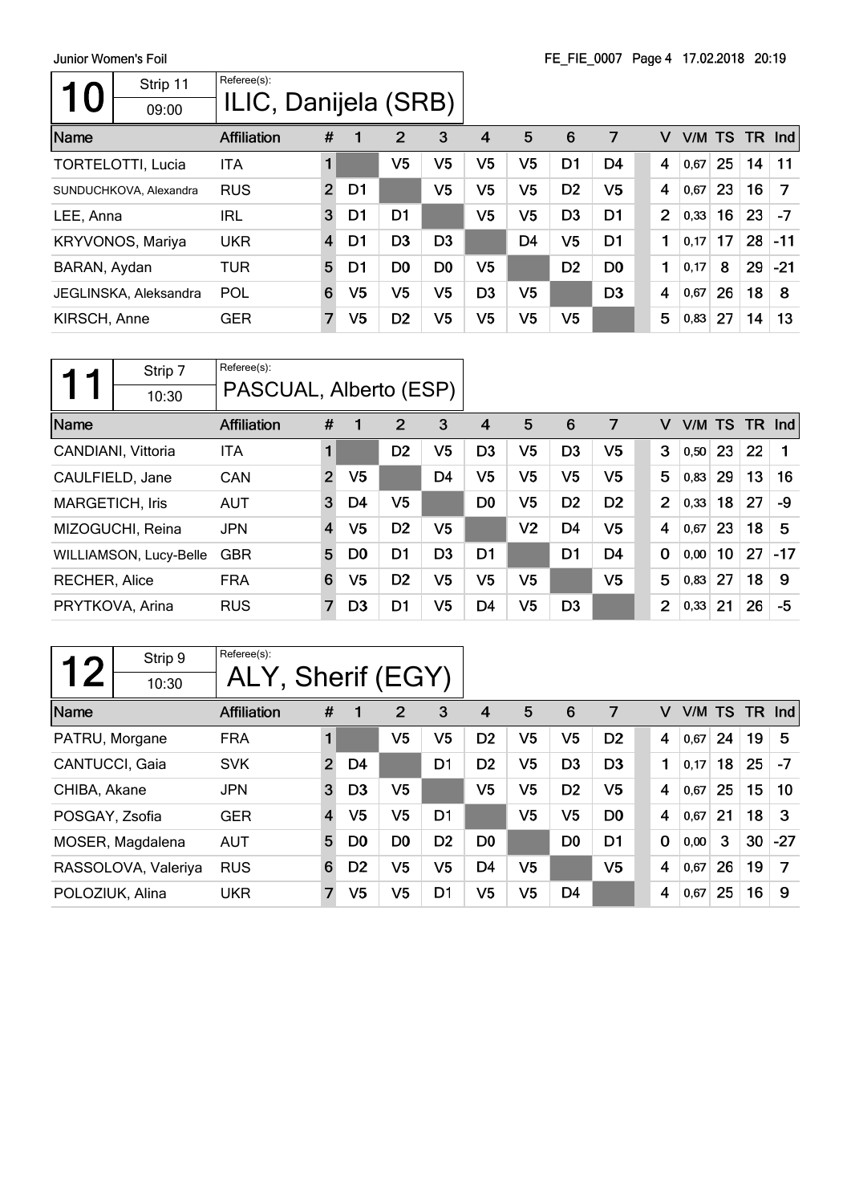## 10

Strip 11

09:00

Referee(s): ILIC, Danijela (SRB)

| Name | Affiliation | # | 1 | 2 | 3 | 4 | 5 | 6 | 7 | V | V/M | TS | TR | Ind |
|---|---|---|---|---|---|---|---|---|---|---|---|---|---|---|
| TORTELOTTI, Lucia | ITA | 1 | | V5 | V5 | V5 | V5 | D1 | D4 | 4 | 0,67 | 25 | 14 | 11 |
| SUNDUCHKOVA, Alexandra | RUS | 2 | D1 | | V5 | V5 | V5 | D2 | V5 | 4 | 0,67 | 23 | 16 | 7 |
| LEE, Anna | IRL | 3 | D1 | D1 | | V5 | V5 | D3 | D1 | 2 | 0,33 | 16 | 23 | -7 |
| KRYVONOS, Mariya | UKR | 4 | D1 | D3 | D3 | | D4 | V5 | D1 | 1 | 0,17 | 17 | 28 | -11 |
| BARAN, Aydan | TUR | 5 | D1 | D0 | D0 | V5 | | D2 | D0 | 1 | 0,17 | 8 | 29 | -21 |
| JEGLINSKA, Aleksandra | POL | 6 | V5 | V5 | V5 | D3 | V5 | | D3 | 4 | 0,67 | 26 | 18 | 8 |
| KIRSCH, Anne | GER | 7 | V5 | D2 | V5 | V5 | V5 | V5 | | 5 | 0,83 | 27 | 14 | 13 |

## 11

Strip 7

10:30

Referee(s): PASCUAL, Alberto (ESP)

| Name | Affiliation | # | 1 | 2 | 3 | 4 | 5 | 6 | 7 | V | V/M | TS | TR | Ind |
|---|---|---|---|---|---|---|---|---|---|---|---|---|---|---|
| CANDIANI, Vittoria | ITA | 1 | | D2 | V5 | D3 | V5 | D3 | V5 | 3 | 0,50 | 23 | 22 | 1 |
| CAULFIELD, Jane | CAN | 2 | V5 | | D4 | V5 | V5 | V5 | V5 | 5 | 0,83 | 29 | 13 | 16 |
| MARGETICH, Iris | AUT | 3 | D4 | V5 | | D0 | V5 | D2 | D2 | 2 | 0,33 | 18 | 27 | -9 |
| MIZOGUCHI, Reina | JPN | 4 | V5 | D2 | V5 | | V2 | D4 | V5 | 4 | 0,67 | 23 | 18 | 5 |
| WILLIAMSON, Lucy-Belle | GBR | 5 | D0 | D1 | D3 | D1 | | D1 | D4 | 0 | 0,00 | 10 | 27 | -17 |
| RECHER, Alice | FRA | 6 | V5 | D2 | V5 | V5 | V5 | | V5 | 5 | 0,83 | 27 | 18 | 9 |
| PRYTKOVA, Arina | RUS | 7 | D3 | D1 | V5 | D4 | V5 | D3 | | 2 | 0,33 | 21 | 26 | -5 |

## 12

Strip 9

10:30

Referee(s): ALY, Sherif (EGY)

| Name | Affiliation | # | 1 | 2 | 3 | 4 | 5 | 6 | 7 | V | V/M | TS | TR | Ind |
|---|---|---|---|---|---|---|---|---|---|---|---|---|---|---|
| PATRU, Morgane | FRA | 1 | | V5 | V5 | D2 | V5 | V5 | D2 | 4 | 0,67 | 24 | 19 | 5 |
| CANTUCCI, Gaia | SVK | 2 | D4 | | D1 | D2 | V5 | D3 | D3 | 1 | 0,17 | 18 | 25 | -7 |
| CHIBA, Akane | JPN | 3 | D3 | V5 | | V5 | V5 | D2 | V5 | 4 | 0,67 | 25 | 15 | 10 |
| POSGAY, Zsofia | GER | 4 | V5 | V5 | D1 | | V5 | V5 | D0 | 4 | 0,67 | 21 | 18 | 3 |
| MOSER, Magdalena | AUT | 5 | D0 | D0 | D2 | D0 | | D0 | D1 | 0 | 0,00 | 3 | 30 | -27 |
| RASSOLOVA, Valeriya | RUS | 6 | D2 | V5 | V5 | D4 | V5 | | V5 | 4 | 0,67 | 26 | 19 | 7 |
| POLOZIUK, Alina | UKR | 7 | V5 | V5 | D1 | V5 | V5 | D4 | | 4 | 0,67 | 25 | 16 | 9 |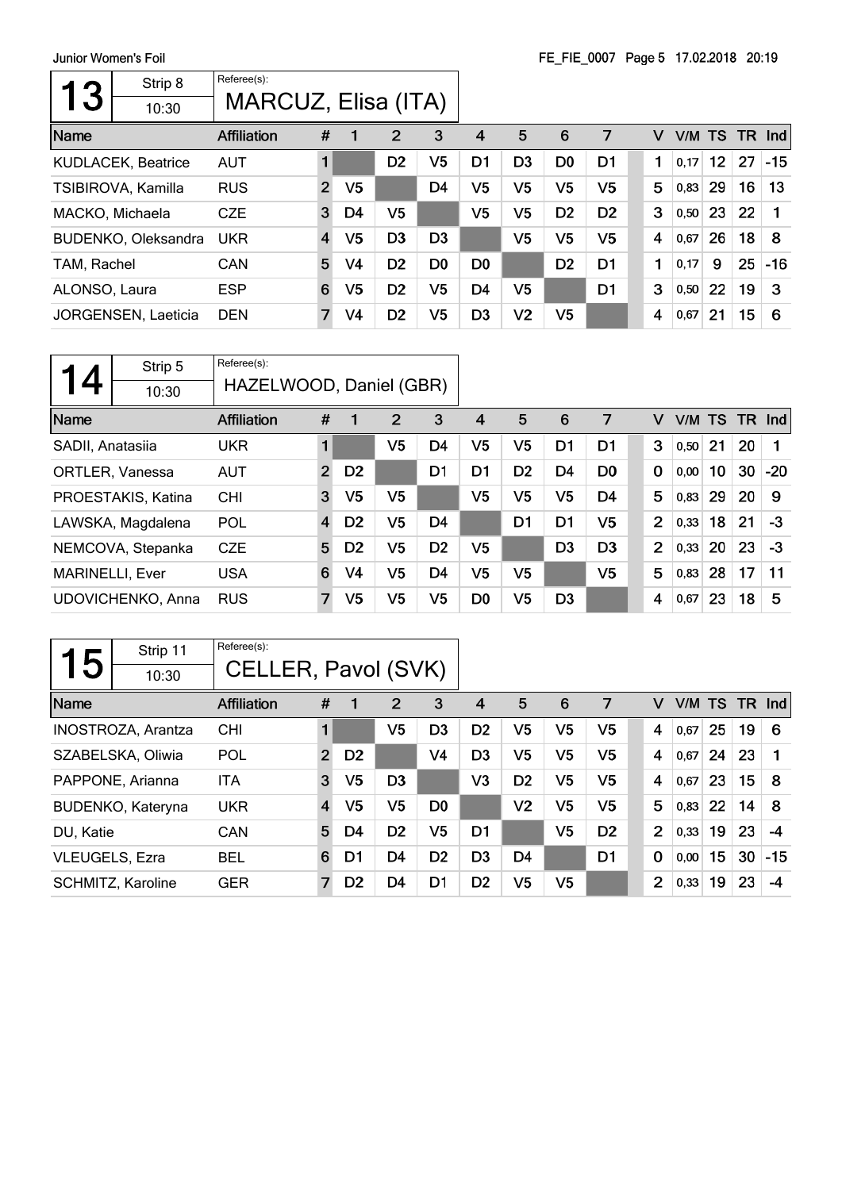## 13

Strip 8 — 10:30

Referee(s): MARCUZ, Elisa (ITA)

| Name | Affiliation | # | 1 | 2 | 3 | 4 | 5 | 6 | 7 | V | V/M | TS | TR | Ind |
|---|---|---|---|---|---|---|---|---|---|---|---|---|---|---|
| KUDLACEK, Beatrice | AUT | 1 | | D2 | V5 | D1 | D3 | D0 | D1 | 1 | 0,17 | 12 | 27 | -15 |
| TSIBIROVA, Kamilla | RUS | 2 | V5 | | D4 | V5 | V5 | V5 | V5 | 5 | 0,83 | 29 | 16 | 13 |
| MACKO, Michaela | CZE | 3 | D4 | V5 | | V5 | V5 | D2 | D2 | 3 | 0,50 | 23 | 22 | 1 |
| BUDENKO, Oleksandra | UKR | 4 | V5 | D3 | D3 | | V5 | V5 | V5 | 4 | 0,67 | 26 | 18 | 8 |
| TAM, Rachel | CAN | 5 | V4 | D2 | D0 | D0 | | D2 | D1 | 1 | 0,17 | 9 | 25 | -16 |
| ALONSO, Laura | ESP | 6 | V5 | D2 | V5 | D4 | V5 | | D1 | 3 | 0,50 | 22 | 19 | 3 |
| JORGENSEN, Laeticia | DEN | 7 | V4 | D2 | V5 | D3 | V2 | V5 | | 4 | 0,67 | 21 | 15 | 6 |

## 14

Strip 5 — 10:30

Referee(s): HAZELWOOD, Daniel (GBR)

| Name | Affiliation | # | 1 | 2 | 3 | 4 | 5 | 6 | 7 | V | V/M | TS | TR | Ind |
|---|---|---|---|---|---|---|---|---|---|---|---|---|---|---|
| SADII, Anatasiia | UKR | 1 | | V5 | D4 | V5 | V5 | D1 | D1 | 3 | 0,50 | 21 | 20 | 1 |
| ORTLER, Vanessa | AUT | 2 | D2 | | D1 | D1 | D2 | D4 | D0 | 0 | 0,00 | 10 | 30 | -20 |
| PROESTAKIS, Katina | CHI | 3 | V5 | V5 | | V5 | V5 | V5 | D4 | 5 | 0,83 | 29 | 20 | 9 |
| LAWSKA, Magdalena | POL | 4 | D2 | V5 | D4 | | D1 | D1 | V5 | 2 | 0,33 | 18 | 21 | -3 |
| NEMCOVA, Stepanka | CZE | 5 | D2 | V5 | D2 | V5 | | D3 | D3 | 2 | 0,33 | 20 | 23 | -3 |
| MARINELLI, Ever | USA | 6 | V4 | V5 | D4 | V5 | V5 | | V5 | 5 | 0,83 | 28 | 17 | 11 |
| UDOVICHENKO, Anna | RUS | 7 | V5 | V5 | V5 | D0 | V5 | D3 | | 4 | 0,67 | 23 | 18 | 5 |

## 15

Strip 11 — 10:30

Referee(s): CELLER, Pavol (SVK)

| Name | Affiliation | # | 1 | 2 | 3 | 4 | 5 | 6 | 7 | V | V/M | TS | TR | Ind |
|---|---|---|---|---|---|---|---|---|---|---|---|---|---|---|
| INOSTROZA, Arantza | CHI | 1 | | V5 | D3 | D2 | V5 | V5 | V5 | 4 | 0,67 | 25 | 19 | 6 |
| SZABELSKA, Oliwia | POL | 2 | D2 | | V4 | D3 | V5 | V5 | V5 | 4 | 0,67 | 24 | 23 | 1 |
| PAPPONE, Arianna | ITA | 3 | V5 | D3 | | V3 | D2 | V5 | V5 | 4 | 0,67 | 23 | 15 | 8 |
| BUDENKO, Kateryna | UKR | 4 | V5 | V5 | D0 | | V2 | V5 | V5 | 5 | 0,83 | 22 | 14 | 8 |
| DU, Katie | CAN | 5 | D4 | D2 | V5 | D1 | | V5 | D2 | 2 | 0,33 | 19 | 23 | -4 |
| VLEUGELS, Ezra | BEL | 6 | D1 | D4 | D2 | D3 | D4 | | D1 | 0 | 0,00 | 15 | 30 | -15 |
| SCHMITZ, Karoline | GER | 7 | D2 | D4 | D1 | D2 | V5 | V5 | | 2 | 0,33 | 19 | 23 | -4 |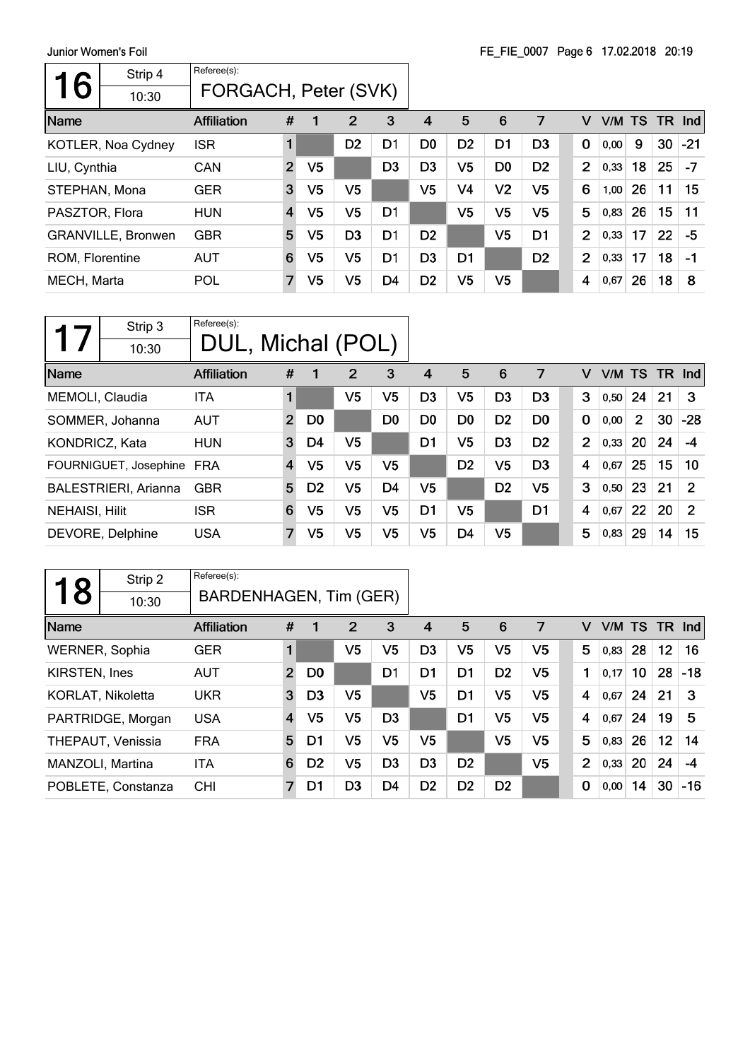Junior Women's Foil

## 16 — Strip 4 — 10:30

Referee(s): FORGACH, Peter (SVK)

| Name | Affiliation | # | 1 | 2 | 3 | 4 | 5 | 6 | 7 | V | V/M | TS | TR | Ind |
|---|---|---|---|---|---|---|---|---|---|---|---|---|---|---|
| KOTLER, Noa Cydney | ISR | 1 | | D2 | D1 | D0 | D2 | D1 | D3 | 0 | 0,00 | 9 | 30 | -21 |
| LIU, Cynthia | CAN | 2 | V5 | | D3 | D3 | V5 | D0 | D2 | 2 | 0,33 | 18 | 25 | -7 |
| STEPHAN, Mona | GER | 3 | V5 | V5 | | V5 | V4 | V2 | V5 | 6 | 1,00 | 26 | 11 | 15 |
| PASZTOR, Flora | HUN | 4 | V5 | V5 | D1 | | V5 | V5 | V5 | 5 | 0,83 | 26 | 15 | 11 |
| GRANVILLE, Bronwen | GBR | 5 | V5 | D3 | D1 | D2 | | V5 | D1 | 2 | 0,33 | 17 | 22 | -5 |
| ROM, Florentine | AUT | 6 | V5 | V5 | D1 | D3 | D1 | | D2 | 2 | 0,33 | 17 | 18 | -1 |
| MECH, Marta | POL | 7 | V5 | V5 | D4 | D2 | V5 | V5 | | 4 | 0,67 | 26 | 18 | 8 |

## 17 — Strip 3 — 10:30

Referee(s): DUL, Michal (POL)

| Name | Affiliation | # | 1 | 2 | 3 | 4 | 5 | 6 | 7 | V | V/M | TS | TR | Ind |
|---|---|---|---|---|---|---|---|---|---|---|---|---|---|---|
| MEMOLI, Claudia | ITA | 1 | | V5 | V5 | D3 | V5 | D3 | D3 | 3 | 0,50 | 24 | 21 | 3 |
| SOMMER, Johanna | AUT | 2 | D0 | | D0 | D0 | D0 | D2 | D0 | 0 | 0,00 | 2 | 30 | -28 |
| KONDRICZ, Kata | HUN | 3 | D4 | V5 | | D1 | V5 | D3 | D2 | 2 | 0,33 | 20 | 24 | -4 |
| FOURNIGUET, Josephine | FRA | 4 | V5 | V5 | V5 | | D2 | V5 | D3 | 4 | 0,67 | 25 | 15 | 10 |
| BALESTRIERI, Arianna | GBR | 5 | D2 | V5 | D4 | V5 | | D2 | V5 | 3 | 0,50 | 23 | 21 | 2 |
| NEHAISI, Hilit | ISR | 6 | V5 | V5 | V5 | D1 | V5 | | D1 | 4 | 0,67 | 22 | 20 | 2 |
| DEVORE, Delphine | USA | 7 | V5 | V5 | V5 | V5 | D4 | V5 | | 5 | 0,83 | 29 | 14 | 15 |

## 18 — Strip 2 — 10:30

Referee(s): BARDENHAGEN, Tim (GER)

| Name | Affiliation | # | 1 | 2 | 3 | 4 | 5 | 6 | 7 | V | V/M | TS | TR | Ind |
|---|---|---|---|---|---|---|---|---|---|---|---|---|---|---|
| WERNER, Sophia | GER | 1 | | V5 | V5 | D3 | V5 | V5 | V5 | 5 | 0,83 | 28 | 12 | 16 |
| KIRSTEN, Ines | AUT | 2 | D0 | | D1 | D1 | D1 | D2 | V5 | 1 | 0,17 | 10 | 28 | -18 |
| KORLAT, Nikoletta | UKR | 3 | D3 | V5 | | V5 | D1 | V5 | V5 | 4 | 0,67 | 24 | 21 | 3 |
| PARTRIDGE, Morgan | USA | 4 | V5 | V5 | D3 | | D1 | V5 | V5 | 4 | 0,67 | 24 | 19 | 5 |
| THEPAUT, Venissia | FRA | 5 | D1 | V5 | V5 | V5 | | V5 | V5 | 5 | 0,83 | 26 | 12 | 14 |
| MANZOLI, Martina | ITA | 6 | D2 | V5 | D3 | D3 | D2 | | V5 | 2 | 0,33 | 20 | 24 | -4 |
| POBLETE, Constanza | CHI | 7 | D1 | D3 | D4 | D2 | D2 | D2 | | 0 | 0,00 | 14 | 30 | -16 |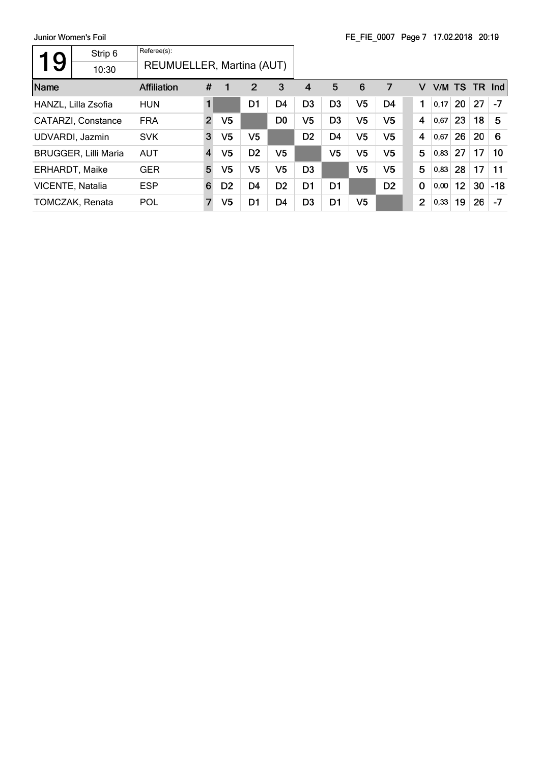Junior Women's Foil

| 19 | Strip 6 | Referee(s): |
|---|---|---|
| | 10:30 | REUMUELLER, Martina (AUT) |

| Name | Affiliation | # | 1 | 2 | 3 | 4 | 5 | 6 | 7 | | V | V/M | TS | TR | Ind |
|---|---|---|---|---|---|---|---|---|---|---|---|---|---|---|---|
| HANZL, Lilla Zsofia | HUN | 1 | | D1 | D4 | D3 | D3 | V5 | D4 | | 1 | 0,17 | 20 | 27 | -7 |
| CATARZI, Constance | FRA | 2 | V5 | | D0 | V5 | D3 | V5 | V5 | | 4 | 0,67 | 23 | 18 | 5 |
| UDVARDI, Jazmin | SVK | 3 | V5 | V5 | | D2 | D4 | V5 | V5 | | 4 | 0,67 | 26 | 20 | 6 |
| BRUGGER, Lilli Maria | AUT | 4 | V5 | D2 | V5 | | V5 | V5 | V5 | | 5 | 0,83 | 27 | 17 | 10 |
| ERHARDT, Maike | GER | 5 | V5 | V5 | V5 | D3 | | V5 | V5 | | 5 | 0,83 | 28 | 17 | 11 |
| VICENTE, Natalia | ESP | 6 | D2 | D4 | D2 | D1 | D1 | | D2 | | 0 | 0,00 | 12 | 30 | -18 |
| TOMCZAK, Renata | POL | 7 | V5 | D1 | D4 | D3 | D1 | V5 | | | 2 | 0,33 | 19 | 26 | -7 |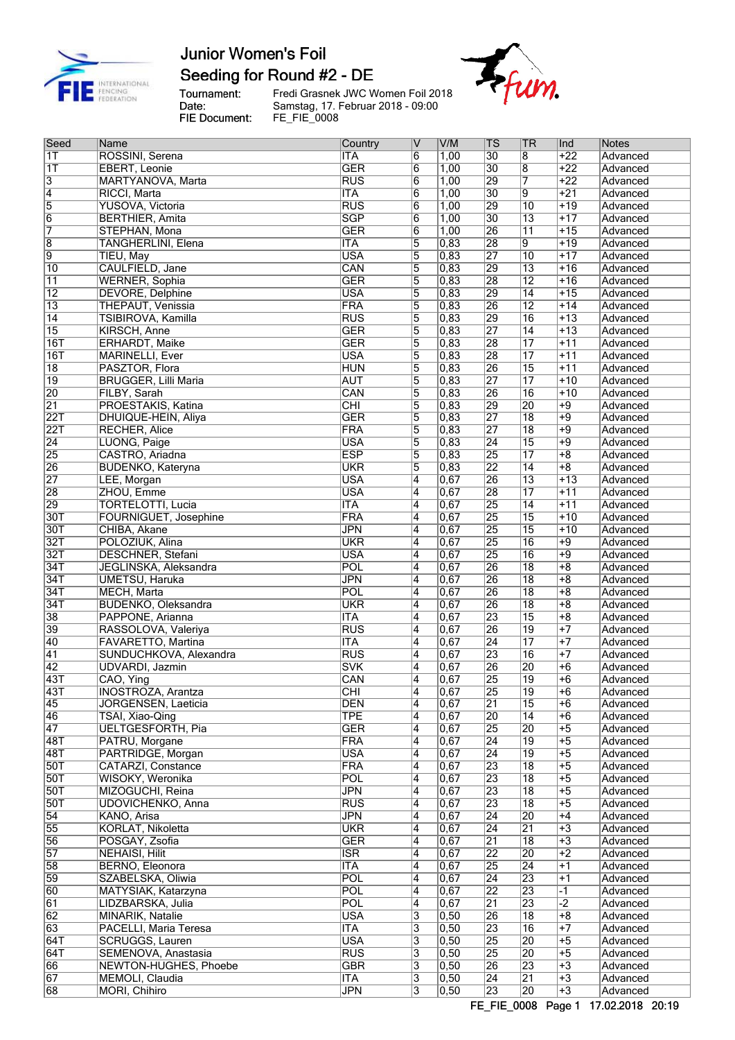# Junior Women's Foil

## Seeding for Round #2 - DE

Tournament: Fredi Grasnek JWC Women Foil 2018
Date: Samstag, 17. Februar 2018 - 09:00
FIE Document: FE_FIE_0008

| Seed | Name | Country | V | V/M | TS | TR | Ind | Notes |
|---|---|---|---|---|---|---|---|---|
| 1T | ROSSINI, Serena | ITA | 6 | 1,00 | 30 | 8 | +22 | Advanced |
| 1T | EBERT, Leonie | GER | 6 | 1,00 | 30 | 8 | +22 | Advanced |
| 3 | MARTYANOVA, Marta | RUS | 6 | 1,00 | 29 | 7 | +22 | Advanced |
| 4 | RICCI, Marta | ITA | 6 | 1,00 | 30 | 9 | +21 | Advanced |
| 5 | YUSOVA, Victoria | RUS | 6 | 1,00 | 29 | 10 | +19 | Advanced |
| 6 | BERTHIER, Amita | SGP | 6 | 1,00 | 30 | 13 | +17 | Advanced |
| 7 | STEPHAN, Mona | GER | 6 | 1,00 | 26 | 11 | +15 | Advanced |
| 8 | TANGHERLINI, Elena | ITA | 5 | 0,83 | 28 | 9 | +19 | Advanced |
| 9 | TIEU, May | USA | 5 | 0,83 | 27 | 10 | +17 | Advanced |
| 10 | CAULFIELD, Jane | CAN | 5 | 0,83 | 29 | 13 | +16 | Advanced |
| 11 | WERNER, Sophia | GER | 5 | 0,83 | 28 | 12 | +16 | Advanced |
| 12 | DEVORE, Delphine | USA | 5 | 0,83 | 29 | 14 | +15 | Advanced |
| 13 | THEPAUT, Venissia | FRA | 5 | 0,83 | 26 | 12 | +14 | Advanced |
| 14 | TSIBIROVA, Kamilla | RUS | 5 | 0,83 | 29 | 16 | +13 | Advanced |
| 15 | KIRSCH, Anne | GER | 5 | 0,83 | 27 | 14 | +13 | Advanced |
| 16T | ERHARDT, Maike | GER | 5 | 0,83 | 28 | 17 | +11 | Advanced |
| 16T | MARINELLI, Ever | USA | 5 | 0,83 | 28 | 17 | +11 | Advanced |
| 18 | PASZTOR, Flora | HUN | 5 | 0,83 | 26 | 15 | +11 | Advanced |
| 19 | BRUGGER, Lilli Maria | AUT | 5 | 0,83 | 27 | 17 | +10 | Advanced |
| 20 | FILBY, Sarah | CAN | 5 | 0,83 | 26 | 16 | +10 | Advanced |
| 21 | PROESTAKIS, Katina | CHI | 5 | 0,83 | 29 | 20 | +9 | Advanced |
| 22T | DHUIQUE-HEIN, Aliya | GER | 5 | 0,83 | 27 | 18 | +9 | Advanced |
| 22T | RECHER, Alice | FRA | 5 | 0,83 | 27 | 18 | +9 | Advanced |
| 24 | LUONG, Paige | USA | 5 | 0,83 | 24 | 15 | +9 | Advanced |
| 25 | CASTRO, Ariadna | ESP | 5 | 0,83 | 25 | 17 | +8 | Advanced |
| 26 | BUDENKO, Kateryna | UKR | 5 | 0,83 | 22 | 14 | +8 | Advanced |
| 27 | LEE, Morgan | USA | 4 | 0,67 | 26 | 13 | +13 | Advanced |
| 28 | ZHOU, Emme | USA | 4 | 0,67 | 28 | 17 | +11 | Advanced |
| 29 | TORTELOTTI, Lucia | ITA | 4 | 0,67 | 25 | 14 | +11 | Advanced |
| 30T | FOURNIGUET, Josephine | FRA | 4 | 0,67 | 25 | 15 | +10 | Advanced |
| 30T | CHIBA, Akane | JPN | 4 | 0,67 | 25 | 15 | +10 | Advanced |
| 32T | POLOZIUK, Alina | UKR | 4 | 0,67 | 25 | 16 | +9 | Advanced |
| 32T | DESCHNER, Stefani | USA | 4 | 0,67 | 25 | 16 | +9 | Advanced |
| 34T | JEGLINSKA, Aleksandra | POL | 4 | 0,67 | 26 | 18 | +8 | Advanced |
| 34T | UMETSU, Haruka | JPN | 4 | 0,67 | 26 | 18 | +8 | Advanced |
| 34T | MECH, Marta | POL | 4 | 0,67 | 26 | 18 | +8 | Advanced |
| 34T | BUDENKO, Oleksandra | UKR | 4 | 0,67 | 26 | 18 | +8 | Advanced |
| 38 | PAPPONE, Arianna | ITA | 4 | 0,67 | 23 | 15 | +8 | Advanced |
| 39 | RASSOLOVA, Valeriya | RUS | 4 | 0,67 | 26 | 19 | +7 | Advanced |
| 40 | FAVARETTO, Martina | ITA | 4 | 0,67 | 24 | 17 | +7 | Advanced |
| 41 | SUNDUCHKOVA, Alexandra | RUS | 4 | 0,67 | 23 | 16 | +7 | Advanced |
| 42 | UDVARDI, Jazmin | SVK | 4 | 0,67 | 26 | 20 | +6 | Advanced |
| 43T | CAO, Ying | CAN | 4 | 0,67 | 25 | 19 | +6 | Advanced |
| 43T | INOSTROZA, Arantza | CHI | 4 | 0,67 | 25 | 19 | +6 | Advanced |
| 45 | JORGENSEN, Laeticia | DEN | 4 | 0,67 | 21 | 15 | +6 | Advanced |
| 46 | TSAI, Xiao-Qing | TPE | 4 | 0,67 | 20 | 14 | +6 | Advanced |
| 47 | UELTGESFORTH, Pia | GER | 4 | 0,67 | 25 | 20 | +5 | Advanced |
| 48T | PATRU, Morgane | FRA | 4 | 0,67 | 24 | 19 | +5 | Advanced |
| 48T | PARTRIDGE, Morgan | USA | 4 | 0,67 | 24 | 19 | +5 | Advanced |
| 50T | CATARZI, Constance | FRA | 4 | 0,67 | 23 | 18 | +5 | Advanced |
| 50T | WISOKY, Weronika | POL | 4 | 0,67 | 23 | 18 | +5 | Advanced |
| 50T | MIZOGUCHI, Reina | JPN | 4 | 0,67 | 23 | 18 | +5 | Advanced |
| 50T | UDOVICHENKO, Anna | RUS | 4 | 0,67 | 23 | 18 | +5 | Advanced |
| 54 | KANO, Arisa | JPN | 4 | 0,67 | 24 | 20 | +4 | Advanced |
| 55 | KORLAT, Nikoletta | UKR | 4 | 0,67 | 24 | 21 | +3 | Advanced |
| 56 | POSGAY, Zsofia | GER | 4 | 0,67 | 21 | 18 | +3 | Advanced |
| 57 | NEHAISI, Hilit | ISR | 4 | 0,67 | 22 | 20 | +2 | Advanced |
| 58 | BERNO, Eleonora | ITA | 4 | 0,67 | 25 | 24 | +1 | Advanced |
| 59 | SZABELSKA, Oliwia | POL | 4 | 0,67 | 24 | 23 | +1 | Advanced |
| 60 | MATYSIAK, Katarzyna | POL | 4 | 0,67 | 22 | 23 | -1 | Advanced |
| 61 | LIDZBARSKA, Julia | POL | 4 | 0,67 | 21 | 23 | -2 | Advanced |
| 62 | MINARIK, Natalie | USA | 3 | 0,50 | 26 | 18 | +8 | Advanced |
| 63 | PACELLI, Maria Teresa | ITA | 3 | 0,50 | 23 | 16 | +7 | Advanced |
| 64T | SCRUGGS, Lauren | USA | 3 | 0,50 | 25 | 20 | +5 | Advanced |
| 64T | SEMENOVA, Anastasia | RUS | 3 | 0,50 | 25 | 20 | +5 | Advanced |
| 66 | NEWTON-HUGHES, Phoebe | GBR | 3 | 0,50 | 26 | 23 | +3 | Advanced |
| 67 | MEMOLI, Claudia | ITA | 3 | 0,50 | 24 | 21 | +3 | Advanced |
| 68 | MORI, Chihiro | JPN | 3 | 0,50 | 23 | 20 | +3 | Advanced |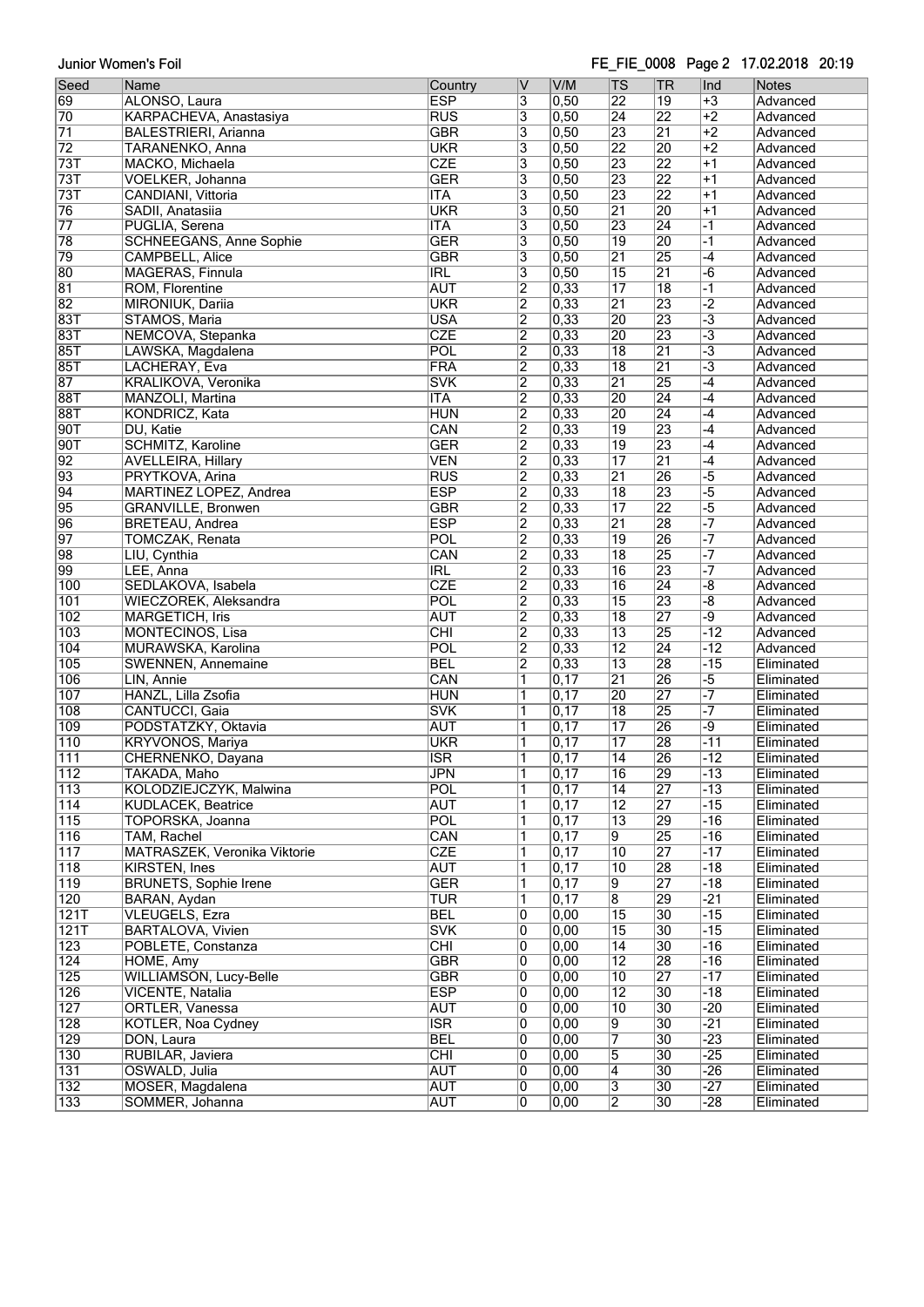| Seed | Name | Country | V | V/M | TS | TR | Ind | Notes |
|---|---|---|---|---|---|---|---|---|
| 69 | ALONSO, Laura | ESP | 3 | 0,50 | 22 | 19 | +3 | Advanced |
| 70 | KARPACHEVA, Anastasiya | RUS | 3 | 0,50 | 24 | 22 | +2 | Advanced |
| 71 | BALESTRIERI, Arianna | GBR | 3 | 0,50 | 23 | 21 | +2 | Advanced |
| 72 | TARANENKO, Anna | UKR | 3 | 0,50 | 22 | 20 | +2 | Advanced |
| 73T | MACKO, Michaela | CZE | 3 | 0,50 | 23 | 22 | +1 | Advanced |
| 73T | VOELKER, Johanna | GER | 3 | 0,50 | 23 | 22 | +1 | Advanced |
| 73T | CANDIANI, Vittoria | ITA | 3 | 0,50 | 23 | 22 | +1 | Advanced |
| 76 | SADII, Anatasiia | UKR | 3 | 0,50 | 21 | 20 | +1 | Advanced |
| 77 | PUGLIA, Serena | ITA | 3 | 0,50 | 23 | 24 | -1 | Advanced |
| 78 | SCHNEEGANS, Anne Sophie | GER | 3 | 0,50 | 19 | 20 | -1 | Advanced |
| 79 | CAMPBELL, Alice | GBR | 3 | 0,50 | 21 | 25 | -4 | Advanced |
| 80 | MAGERAS, Finnula | IRL | 3 | 0,50 | 15 | 21 | -6 | Advanced |
| 81 | ROM, Florentine | AUT | 2 | 0,33 | 17 | 18 | -1 | Advanced |
| 82 | MIRONIUK, Dariia | UKR | 2 | 0,33 | 21 | 23 | -2 | Advanced |
| 83T | STAMOS, Maria | USA | 2 | 0,33 | 20 | 23 | -3 | Advanced |
| 83T | NEMCOVA, Stepanka | CZE | 2 | 0,33 | 20 | 23 | -3 | Advanced |
| 85T | LAWSKA, Magdalena | POL | 2 | 0,33 | 18 | 21 | -3 | Advanced |
| 85T | LACHERAY, Eva | FRA | 2 | 0,33 | 18 | 21 | -3 | Advanced |
| 87 | KRALIKOVA, Veronika | SVK | 2 | 0,33 | 21 | 25 | -4 | Advanced |
| 88T | MANZOLI, Martina | ITA | 2 | 0,33 | 20 | 24 | -4 | Advanced |
| 88T | KONDRICZ, Kata | HUN | 2 | 0,33 | 20 | 24 | -4 | Advanced |
| 90T | DU, Katie | CAN | 2 | 0,33 | 19 | 23 | -4 | Advanced |
| 90T | SCHMITZ, Karoline | GER | 2 | 0,33 | 19 | 23 | -4 | Advanced |
| 92 | AVELLEIRA, Hillary | VEN | 2 | 0,33 | 17 | 21 | -4 | Advanced |
| 93 | PRYTKOVA, Arina | RUS | 2 | 0,33 | 21 | 26 | -5 | Advanced |
| 94 | MARTINEZ LOPEZ, Andrea | ESP | 2 | 0,33 | 18 | 23 | -5 | Advanced |
| 95 | GRANVILLE, Bronwen | GBR | 2 | 0,33 | 17 | 22 | -5 | Advanced |
| 96 | BRETEAU, Andrea | ESP | 2 | 0,33 | 21 | 28 | -7 | Advanced |
| 97 | TOMCZAK, Renata | POL | 2 | 0,33 | 19 | 26 | -7 | Advanced |
| 98 | LIU, Cynthia | CAN | 2 | 0,33 | 18 | 25 | -7 | Advanced |
| 99 | LEE, Anna | IRL | 2 | 0,33 | 16 | 23 | -7 | Advanced |
| 100 | SEDLAKOVA, Isabela | CZE | 2 | 0,33 | 16 | 24 | -8 | Advanced |
| 101 | WIECZOREK, Aleksandra | POL | 2 | 0,33 | 15 | 23 | -8 | Advanced |
| 102 | MARGETICH, Iris | AUT | 2 | 0,33 | 18 | 27 | -9 | Advanced |
| 103 | MONTECINOS, Lisa | CHI | 2 | 0,33 | 13 | 25 | -12 | Advanced |
| 104 | MURAWSKA, Karolina | POL | 2 | 0,33 | 12 | 24 | -12 | Advanced |
| 105 | SWENNEN, Annemaine | BEL | 2 | 0,33 | 13 | 28 | -15 | Eliminated |
| 106 | LIN, Annie | CAN | 1 | 0,17 | 21 | 26 | -5 | Eliminated |
| 107 | HANZL, Lilla Zsofia | HUN | 1 | 0,17 | 20 | 27 | -7 | Eliminated |
| 108 | CANTUCCI, Gaia | SVK | 1 | 0,17 | 18 | 25 | -7 | Eliminated |
| 109 | PODSTATZKY, Oktavia | AUT | 1 | 0,17 | 17 | 26 | -9 | Eliminated |
| 110 | KRYVONOS, Mariya | UKR | 1 | 0,17 | 17 | 28 | -11 | Eliminated |
| 111 | CHERNENKO, Dayana | ISR | 1 | 0,17 | 14 | 26 | -12 | Eliminated |
| 112 | TAKADA, Maho | JPN | 1 | 0,17 | 16 | 29 | -13 | Eliminated |
| 113 | KOLODZIEJCZYK, Malwina | POL | 1 | 0,17 | 14 | 27 | -13 | Eliminated |
| 114 | KUDLACEK, Beatrice | AUT | 1 | 0,17 | 12 | 27 | -15 | Eliminated |
| 115 | TOPORSKA, Joanna | POL | 1 | 0,17 | 13 | 29 | -16 | Eliminated |
| 116 | TAM, Rachel | CAN | 1 | 0,17 | 9 | 25 | -16 | Eliminated |
| 117 | MATRASZEK, Veronika Viktorie | CZE | 1 | 0,17 | 10 | 27 | -17 | Eliminated |
| 118 | KIRSTEN, Ines | AUT | 1 | 0,17 | 10 | 28 | -18 | Eliminated |
| 119 | BRUNETS, Sophie Irene | GER | 1 | 0,17 | 9 | 27 | -18 | Eliminated |
| 120 | BARAN, Aydan | TUR | 1 | 0,17 | 8 | 29 | -21 | Eliminated |
| 121T | VLEUGELS, Ezra | BEL | 0 | 0,00 | 15 | 30 | -15 | Eliminated |
| 121T | BARTALOVA, Vivien | SVK | 0 | 0,00 | 15 | 30 | -15 | Eliminated |
| 123 | POBLETE, Constanza | CHI | 0 | 0,00 | 14 | 30 | -16 | Eliminated |
| 124 | HOME, Amy | GBR | 0 | 0,00 | 12 | 28 | -16 | Eliminated |
| 125 | WILLIAMSON, Lucy-Belle | GBR | 0 | 0,00 | 10 | 27 | -17 | Eliminated |
| 126 | VICENTE, Natalia | ESP | 0 | 0,00 | 12 | 30 | -18 | Eliminated |
| 127 | ORTLER, Vanessa | AUT | 0 | 0,00 | 10 | 30 | -20 | Eliminated |
| 128 | KOTLER, Noa Cydney | ISR | 0 | 0,00 | 9 | 30 | -21 | Eliminated |
| 129 | DON, Laura | BEL | 0 | 0,00 | 7 | 30 | -23 | Eliminated |
| 130 | RUBILAR, Javiera | CHI | 0 | 0,00 | 5 | 30 | -25 | Eliminated |
| 131 | OSWALD, Julia | AUT | 0 | 0,00 | 4 | 30 | -26 | Eliminated |
| 132 | MOSER, Magdalena | AUT | 0 | 0,00 | 3 | 30 | -27 | Eliminated |
| 133 | SOMMER, Johanna | AUT | 0 | 0,00 | 2 | 30 | -28 | Eliminated |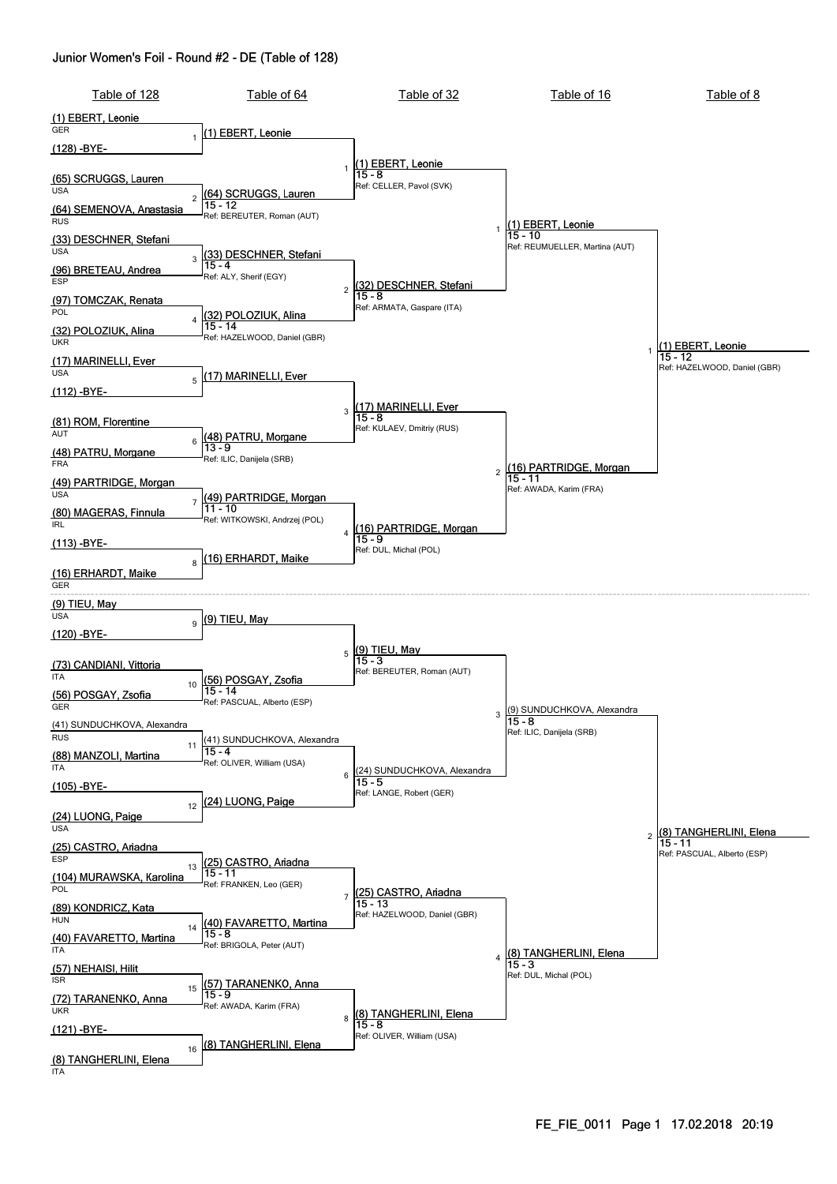# Junior Women's Foil - Round #2 - DE (Table of 128)

## Table of 128

| # | Fencer A | Fencer B |
|---|---|---|
| 1 | (1) EBERT, Leonie (GER) | (128) -BYE- |
| 2 | (65) SCRUGGS, Lauren (USA) | (64) SEMENOVA, Anastasia (RUS) |
| 3 | (33) DESCHNER, Stefani (USA) | (96) BRETEAU, Andrea (ESP) |
| 4 | (97) TOMCZAK, Renata (POL) | (32) POLOZIUK, Alina (UKR) |
| 5 | (17) MARINELLI, Ever (USA) | (112) -BYE- |
| 6 | (81) ROM, Florentine (AUT) | (48) PATRU, Morgane (FRA) |
| 7 | (49) PARTRIDGE, Morgan (USA) | (80) MAGERAS, Finnula (IRL) |
| 8 | (113) -BYE- | (16) ERHARDT, Maike (GER) |
| 9 | (9) TIEU, May (USA) | (120) -BYE- |
| 10 | (73) CANDIANI, Vittoria (ITA) | (56) POSGAY, Zsofia (GER) |
| 11 | (41) SUNDUCHKOVA, Alexandra (RUS) | (88) MANZOLI, Martina (ITA) |
| 12 | (105) -BYE- | (24) LUONG, Paige (USA) |
| 13 | (25) CASTRO, Ariadna (ESP) | (104) MURAWSKA, Karolina (POL) |
| 14 | (89) KONDRICZ, Kata (HUN) | (40) FAVARETTO, Martina (ITA) |
| 15 | (57) NEHAISI, Hilit (ISR) | (72) TARANENKO, Anna (UKR) |
| 16 | (121) -BYE- | (8) TANGHERLINI, Elena (ITA) |

## Table of 64

| # | Winner | Score | Referee |
|---|---|---|---|
| 1 | (1) EBERT, Leonie | | |
| 2 | (64) SCRUGGS, Lauren | 15 - 12 | BEREUTER, Roman (AUT) |
| 3 | (33) DESCHNER, Stefani | 15 - 4 | ALY, Sherif (EGY) |
| 4 | (32) POLOZIUK, Alina | 15 - 14 | HAZELWOOD, Daniel (GBR) |
| 5 | (17) MARINELLI, Ever | | |
| 6 | (48) PATRU, Morgane | 13 - 9 | ILIC, Danijela (SRB) |
| 7 | (49) PARTRIDGE, Morgan | 11 - 10 | WITKOWSKI, Andrzej (POL) |
| 8 | (16) ERHARDT, Maike | | |
| 9 | (9) TIEU, May | | |
| 10 | (56) POSGAY, Zsofia | 15 - 14 | PASCUAL, Alberto (ESP) |
| 11 | (41) SUNDUCHKOVA, Alexandra | 15 - 4 | OLIVER, William (USA) |
| 12 | (24) LUONG, Paige | | |
| 13 | (25) CASTRO, Ariadna | 15 - 11 | FRANKEN, Leo (GER) |
| 14 | (40) FAVARETTO, Martina | 15 - 8 | BRIGOLA, Peter (AUT) |
| 15 | (57) TARANENKO, Anna | 15 - 9 | AWADA, Karim (FRA) |
| 16 | (8) TANGHERLINI, Elena | | |

## Table of 32

| # | Winner | Score | Referee |
|---|---|---|---|
| 1 | (1) EBERT, Leonie | 15 - 8 | CELLER, Pavol (SVK) |
| 2 | (32) DESCHNER, Stefani | 15 - 8 | ARMATA, Gaspare (ITA) |
| 3 | (17) MARINELLI, Ever | 15 - 8 | KULAEV, Dmitriy (RUS) |
| 4 | (16) PARTRIDGE, Morgan | 15 - 9 | DUL, Michal (POL) |
| 5 | (9) TIEU, May | 15 - 3 | BEREUTER, Roman (AUT) |
| 6 | (24) SUNDUCHKOVA, Alexandra | 15 - 5 | LANGE, Robert (GER) |
| 7 | (25) CASTRO, Ariadna | 15 - 13 | HAZELWOOD, Daniel (GBR) |
| 8 | (8) TANGHERLINI, Elena | 15 - 8 | OLIVER, William (USA) |

## Table of 16

| # | Winner | Score | Referee |
|---|---|---|---|
| 1 | (1) EBERT, Leonie | 15 - 10 | REUMUELLER, Martina (AUT) |
| 2 | (16) PARTRIDGE, Morgan | 15 - 11 | AWADA, Karim (FRA) |
| 3 | (9) SUNDUCHKOVA, Alexandra | 15 - 8 | ILIC, Danijela (SRB) |
| 4 | (8) TANGHERLINI, Elena | 15 - 3 | DUL, Michal (POL) |

## Table of 8

| # | Winner | Score | Referee |
|---|---|---|---|
| 1 | (1) EBERT, Leonie | 15 - 12 | HAZELWOOD, Daniel (GBR) |
| 2 | (8) TANGHERLINI, Elena | 15 - 11 | PASCUAL, Alberto (ESP) |

FE_FIE_0011 Page 1 17.02.2018 20:19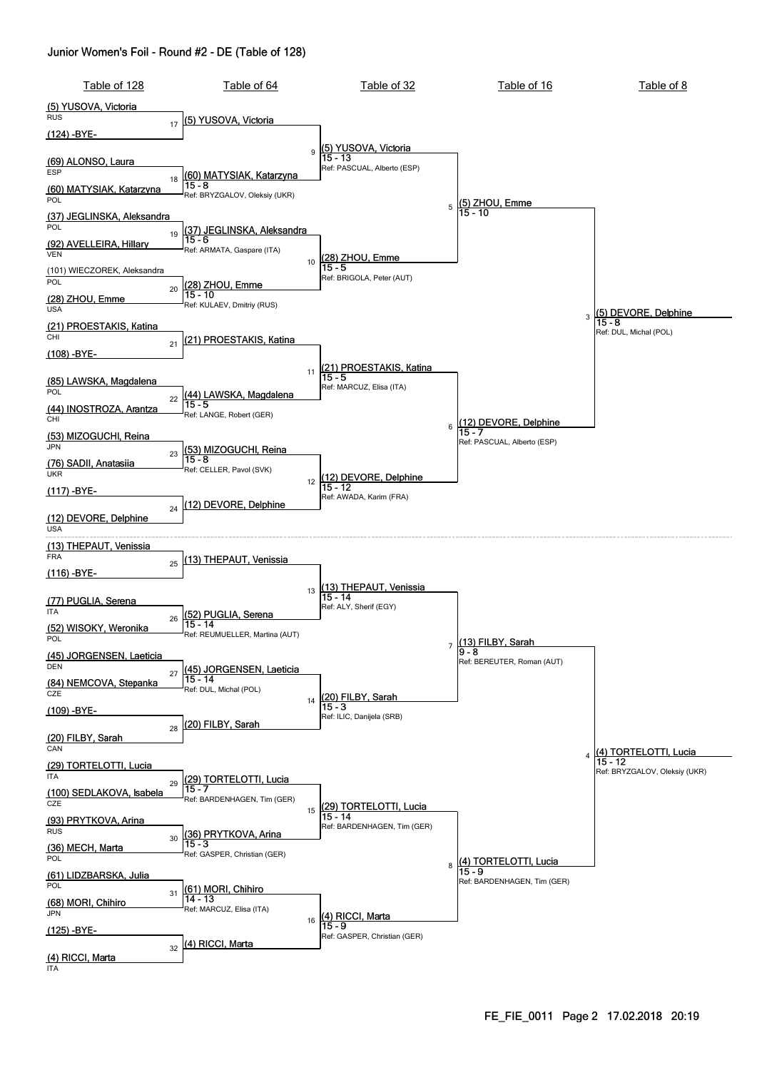# Junior Women's Foil - Round #2 - DE (Table of 128)

## Table of 128

| Bout | Fencer 1 | Fencer 2 |
|---|---|---|
| 17 | (5) YUSOVA, Victoria (RUS) | (124) -BYE- |
| 18 | (69) ALONSO, Laura (ESP) | (60) MATYSIAK, Katarzyna (POL) |
| 19 | (37) JEGLINSKA, Aleksandra (POL) | (92) AVELLEIRA, Hillary (VEN) |
| 20 | (101) WIECZOREK, Aleksandra (POL) | (28) ZHOU, Emme (USA) |
| 21 | (21) PROESTAKIS, Katina (CHI) | (108) -BYE- |
| 22 | (85) LAWSKA, Magdalena (POL) | (44) INOSTROZA, Arantza (CHI) |
| 23 | (53) MIZOGUCHI, Reina (JPN) | (76) SADII, Anatasiia (UKR) |
| 24 | (117) -BYE- | (12) DEVORE, Delphine (USA) |
| 25 | (13) THEPAUT, Venissia (FRA) | (116) -BYE- |
| 26 | (77) PUGLIA, Serena (ITA) | (52) WISOKY, Weronika (POL) |
| 27 | (45) JORGENSEN, Laeticia (DEN) | (84) NEMCOVA, Stepanka (CZE) |
| 28 | (109) -BYE- | (20) FILBY, Sarah (CAN) |
| 29 | (29) TORTELOTTI, Lucia (ITA) | (100) SEDLAKOVA, Isabela (CZE) |
| 30 | (93) PRYTKOVA, Arina (RUS) | (36) MECH, Marta (POL) |
| 31 | (61) LIDZBARSKA, Julia (POL) | (68) MORI, Chihiro (JPN) |
| 32 | (125) -BYE- | (4) RICCI, Marta (ITA) |

## Table of 64

| Bout | Winner | Score | Referee |
|---|---|---|---|
| 17 | (5) YUSOVA, Victoria | | |
| 18 | (60) MATYSIAK, Katarzyna | 15 - 8 | Ref: BRYZGALOV, Oleksiy (UKR) |
| 19 | (37) JEGLINSKA, Aleksandra | 15 - 6 | Ref: ARMATA, Gaspare (ITA) |
| 20 | (28) ZHOU, Emme | 15 - 10 | Ref: KULAEV, Dmitriy (RUS) |
| 21 | (21) PROESTAKIS, Katina | | |
| 22 | (44) LAWSKA, Magdalena | 15 - 5 | Ref: LANGE, Robert (GER) |
| 23 | (53) MIZOGUCHI, Reina | 15 - 8 | Ref: CELLER, Pavol (SVK) |
| 24 | (12) DEVORE, Delphine | | |
| 25 | (13) THEPAUT, Venissia | | |
| 26 | (52) PUGLIA, Serena | 15 - 14 | Ref: REUMUELLER, Martina (AUT) |
| 27 | (45) JORGENSEN, Laeticia | 15 - 14 | Ref: DUL, Michal (POL) |
| 28 | (20) FILBY, Sarah | | |
| 29 | (29) TORTELOTTI, Lucia | 15 - 7 | Ref: BARDENHAGEN, Tim (GER) |
| 30 | (36) PRYTKOVA, Arina | 15 - 3 | Ref: GASPER, Christian (GER) |
| 31 | (61) MORI, Chihiro | 14 - 13 | Ref: MARCUZ, Elisa (ITA) |
| 32 | (4) RICCI, Marta | | |

## Table of 32

| Bout | Winner | Score | Referee |
|---|---|---|---|
| 9 | (5) YUSOVA, Victoria | 15 - 13 | Ref: PASCUAL, Alberto (ESP) |
| 10 | (28) ZHOU, Emme | 15 - 5 | Ref: BRIGOLA, Peter (AUT) |
| 11 | (21) PROESTAKIS, Katina | 15 - 5 | Ref: MARCUZ, Elisa (ITA) |
| 12 | (12) DEVORE, Delphine | 15 - 12 | Ref: AWADA, Karim (FRA) |
| 13 | (13) THEPAUT, Venissia | 15 - 14 | Ref: ALY, Sherif (EGY) |
| 14 | (20) FILBY, Sarah | 15 - 3 | Ref: ILIC, Danijela (SRB) |
| 15 | (29) TORTELOTTI, Lucia | 15 - 14 | Ref: BARDENHAGEN, Tim (GER) |
| 16 | (4) RICCI, Marta | 15 - 9 | Ref: GASPER, Christian (GER) |

## Table of 16

| Bout | Winner | Score | Referee |
|---|---|---|---|
| 5 | (5) ZHOU, Emme | 15 - 10 | |
| 6 | (12) DEVORE, Delphine | 15 - 7 | Ref: PASCUAL, Alberto (ESP) |
| 7 | (13) FILBY, Sarah | 9 - 8 | Ref: BEREUTER, Roman (AUT) |
| 8 | (4) TORTELOTTI, Lucia | 15 - 9 | Ref: BARDENHAGEN, Tim (GER) |

## Table of 8

| Bout | Winner | Score | Referee |
|---|---|---|---|
| 3 | (5) DEVORE, Delphine | 15 - 8 | Ref: DUL, Michal (POL) |
| 4 | (4) TORTELOTTI, Lucia | 15 - 12 | Ref: BRYZGALOV, Oleksiy (UKR) |

FE_FIE_0011 Page 2 17.02.2018 20:19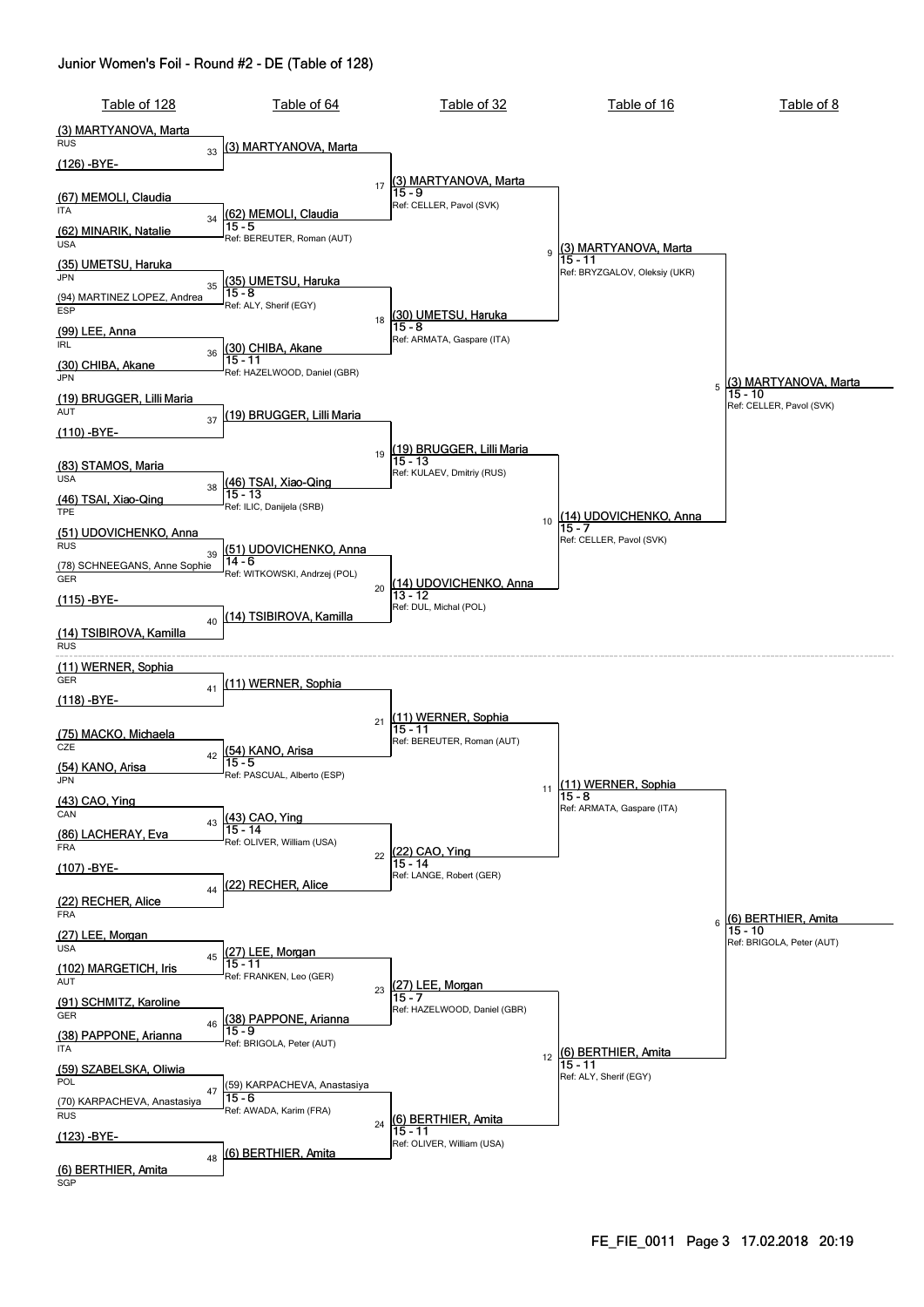# Junior Women's Foil - Round #2 - DE (Table of 128)

## Table of 128

| Table of 128 | Country |
|---|---|
| (3) MARTYANOVA, Marta | RUS |
| (126) -BYE- | |
| (67) MEMOLI, Claudia | ITA |
| (62) MINARIK, Natalie | USA |
| (35) UMETSU, Haruka | JPN |
| (94) MARTINEZ LOPEZ, Andrea | ESP |
| (99) LEE, Anna | IRL |
| (30) CHIBA, Akane | JPN |
| (19) BRUGGER, Lilli Maria | AUT |
| (110) -BYE- | |
| (83) STAMOS, Maria | USA |
| (46) TSAI, Xiao-Qing | TPE |
| (51) UDOVICHENKO, Anna | RUS |
| (78) SCHNEEGANS, Anne Sophie | GER |
| (115) -BYE- | |
| (14) TSIBIROVA, Kamilla | RUS |
| (11) WERNER, Sophia | GER |
| (118) -BYE- | |
| (75) MACKO, Michaela | CZE |
| (54) KANO, Arisa | JPN |
| (43) CAO, Ying | CAN |
| (86) LACHERAY, Eva | FRA |
| (107) -BYE- | |
| (22) RECHER, Alice | FRA |
| (27) LEE, Morgan | USA |
| (102) MARGETICH, Iris | AUT |
| (91) SCHMITZ, Karoline | GER |
| (38) PAPPONE, Arianna | ITA |
| (59) SZABELSKA, Oliwia | POL |
| (70) KARPACHEVA, Anastasiya | RUS |
| (123) -BYE- | |
| (6) BERTHIER, Amita | SGP |

## Table of 64

| Bout | Winner | Score | Referee |
|---|---|---|---|
| 33 | (3) MARTYANOVA, Marta | | |
| 34 | (62) MEMOLI, Claudia | 15 - 5 | BEREUTER, Roman (AUT) |
| 35 | (35) UMETSU, Haruka | 15 - 8 | ALY, Sherif (EGY) |
| 36 | (30) CHIBA, Akane | 15 - 11 | HAZELWOOD, Daniel (GBR) |
| 37 | (19) BRUGGER, Lilli Maria | | |
| 38 | (46) TSAI, Xiao-Qing | 15 - 13 | ILIC, Danijela (SRB) |
| 39 | (51) UDOVICHENKO, Anna | 14 - 6 | WITKOWSKI, Andrzej (POL) |
| 40 | (14) TSIBIROVA, Kamilla | | |
| 41 | (11) WERNER, Sophia | | |
| 42 | (54) KANO, Arisa | 15 - 5 | PASCUAL, Alberto (ESP) |
| 43 | (43) CAO, Ying | 15 - 14 | OLIVER, William (USA) |
| 44 | (22) RECHER, Alice | | |
| 45 | (27) LEE, Morgan | 15 - 11 | FRANKEN, Leo (GER) |
| 46 | (38) PAPPONE, Arianna | 15 - 9 | BRIGOLA, Peter (AUT) |
| 47 | (59) KARPACHEVA, Anastasiya | 15 - 6 | AWADA, Karim (FRA) |
| 48 | (6) BERTHIER, Amita | | |

## Table of 32

| Bout | Winner | Score | Referee |
|---|---|---|---|
| 17 | (3) MARTYANOVA, Marta | 15 - 9 | CELLER, Pavol (SVK) |
| 18 | (30) UMETSU, Haruka | 15 - 8 | ARMATA, Gaspare (ITA) |
| 19 | (19) BRUGGER, Lilli Maria | 15 - 13 | KULAEV, Dmitriy (RUS) |
| 20 | (14) UDOVICHENKO, Anna | 13 - 12 | DUL, Michal (POL) |
| 21 | (11) WERNER, Sophia | 15 - 11 | BEREUTER, Roman (AUT) |
| 22 | (22) CAO, Ying | 15 - 14 | LANGE, Robert (GER) |
| 23 | (27) LEE, Morgan | 15 - 7 | HAZELWOOD, Daniel (GBR) |
| 24 | (6) BERTHIER, Amita | 15 - 11 | OLIVER, William (USA) |

## Table of 16

| Bout | Winner | Score | Referee |
|---|---|---|---|
| 9 | (3) MARTYANOVA, Marta | 15 - 11 | BRYZGALOV, Oleksiy (UKR) |
| 10 | (14) UDOVICHENKO, Anna | 15 - 7 | CELLER, Pavol (SVK) |
| 11 | (11) WERNER, Sophia | 15 - 8 | ARMATA, Gaspare (ITA) |
| 12 | (6) BERTHIER, Amita | 15 - 11 | ALY, Sherif (EGY) |

## Table of 8

| Bout | Winner | Score | Referee |
|---|---|---|---|
| 5 | (3) MARTYANOVA, Marta | 15 - 10 | CELLER, Pavol (SVK) |
| 6 | (6) BERTHIER, Amita | 15 - 10 | BRIGOLA, Peter (AUT) |

FE_FIE_0011 17.02.2018 20:19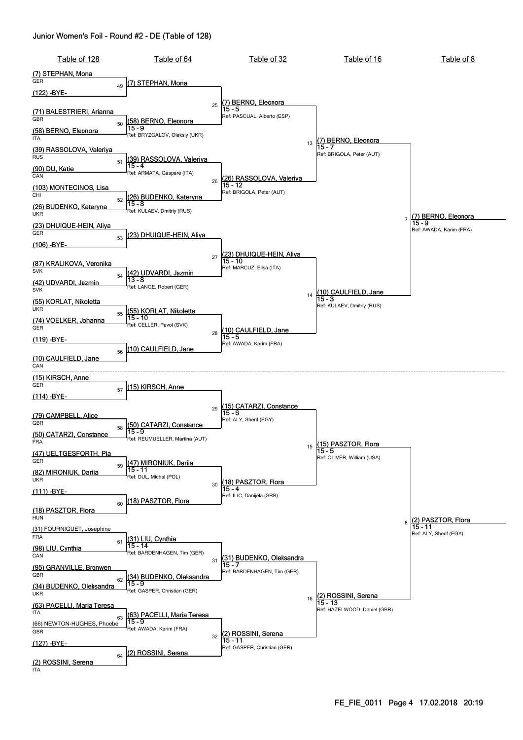# Junior Women's Foil - Round #2 - DE (Table of 128)

## Table of 128

| Bout | Fencer 1 | Fencer 2 |
|---|---|---|
| 49 | (7) STEPHAN, Mona (GER) | (122) -BYE- |
| 50 | (71) BALESTRIERI, Arianna (GBR) | (58) BERNO, Eleonora (ITA) |
| 51 | (39) RASSOLOVA, Valeriya (RUS) | (90) DU, Katie (CAN) |
| 52 | (103) MONTECINOS, Lisa (CHI) | (26) BUDENKO, Kateryna (UKR) |
| 53 | (23) DHUIQUE-HEIN, Aliya (GER) | (106) -BYE- |
| 54 | (87) KRALIKOVA, Veronika (SVK) | (42) UDVARDI, Jazmin (SVK) |
| 55 | (55) KORLAT, Nikoletta (UKR) | (74) VOELKER, Johanna (GER) |
| 56 | (119) -BYE- | (10) CAULFIELD, Jane (CAN) |
| 57 | (15) KIRSCH, Anne (GER) | (114) -BYE- |
| 58 | (79) CAMPBELL, Alice (GBR) | (50) CATARZI, Constance (FRA) |
| 59 | (47) UELTGESFORTH, Pia (GER) | (82) MIRONIUK, Dariia (UKR) |
| 60 | (111) -BYE- | (18) PASZTOR, Flora (HUN) |
| 61 | (31) FOURNIGUET, Josephine (FRA) | (98) LIU, Cynthia (CAN) |
| 62 | (95) GRANVILLE, Bronwen (GBR) | (34) BUDENKO, Oleksandra (UKR) |
| 63 | (63) PACELLI, Maria Teresa (ITA) | (66) NEWTON-HUGHES, Phoebe (GBR) |
| 64 | (127) -BYE- | (2) ROSSINI, Serena (ITA) |

## Table of 64

| Bout | Winner | Score | Referee |
|---|---|---|---|
| 49 | (7) STEPHAN, Mona | | |
| 50 | (58) BERNO, Eleonora | 15 - 9 | BRYZGALOV, Oleksiy (UKR) |
| 51 | (39) RASSOLOVA, Valeriya | 15 - 4 | ARMATA, Gaspare (ITA) |
| 52 | (26) BUDENKO, Kateryna | 15 - 8 | KULAEV, Dmitriy (RUS) |
| 53 | (23) DHUIQUE-HEIN, Aliya | | |
| 54 | (42) UDVARDI, Jazmin | 13 - 8 | LANGE, Robert (GER) |
| 55 | (55) KORLAT, Nikoletta | 15 - 10 | CELLER, Pavol (SVK) |
| 56 | (10) CAULFIELD, Jane | | |
| 57 | (15) KIRSCH, Anne | | |
| 58 | (50) CATARZI, Constance | 15 - 9 | REUMUELLER, Martina (AUT) |
| 59 | (47) MIRONIUK, Dariia | 15 - 11 | DUL, Michal (POL) |
| 60 | (18) PASZTOR, Flora | | |
| 61 | (31) LIU, Cynthia | 15 - 14 | BARDENHAGEN, Tim (GER) |
| 62 | (34) BUDENKO, Oleksandra | 15 - 9 | GASPER, Christian (GER) |
| 63 | (63) PACELLI, Maria Teresa | 15 - 9 | AWADA, Karim (FRA) |
| 64 | (2) ROSSINI, Serena | | |

## Table of 32

| Bout | Winner | Score | Referee |
|---|---|---|---|
| 25 | (7) BERNO, Eleonora | 15 - 5 | PASCUAL, Alberto (ESP) |
| 26 | (26) RASSOLOVA, Valeriya | 15 - 12 | BRIGOLA, Peter (AUT) |
| 27 | (23) DHUIQUE-HEIN, Aliya | 15 - 10 | MARCUZ, Elisa (ITA) |
| 28 | (10) CAULFIELD, Jane | 15 - 5 | AWADA, Karim (FRA) |
| 29 | (15) CATARZI, Constance | 15 - 6 | ALY, Sherif (EGY) |
| 30 | (18) PASZTOR, Flora | 15 - 4 | ILIC, Danijela (SRB) |
| 31 | (31) BUDENKO, Oleksandra | 15 - 7 | BARDENHAGEN, Tim (GER) |
| 32 | (2) ROSSINI, Serena | 15 - 11 | GASPER, Christian (GER) |

## Table of 16

| Bout | Winner | Score | Referee |
|---|---|---|---|
| 13 | (7) BERNO, Eleonora | 15 - 7 | BRIGOLA, Peter (AUT) |
| 14 | (10) CAULFIELD, Jane | 15 - 3 | KULAEV, Dmitriy (RUS) |
| 15 | (15) PASZTOR, Flora | 15 - 5 | OLIVER, William (USA) |
| 16 | (2) ROSSINI, Serena | 15 - 13 | HAZELWOOD, Daniel (GBR) |

## Table of 8

| Bout | Winner | Score | Referee |
|---|---|---|---|
| 7 | (7) BERNO, Eleonora | 15 - 9 | AWADA, Karim (FRA) |
| 8 | (2) PASZTOR, Flora | 15 - 11 | ALY, Sherif (EGY) |

FE_FIE_0011 Page 4 17.02.2018 20:19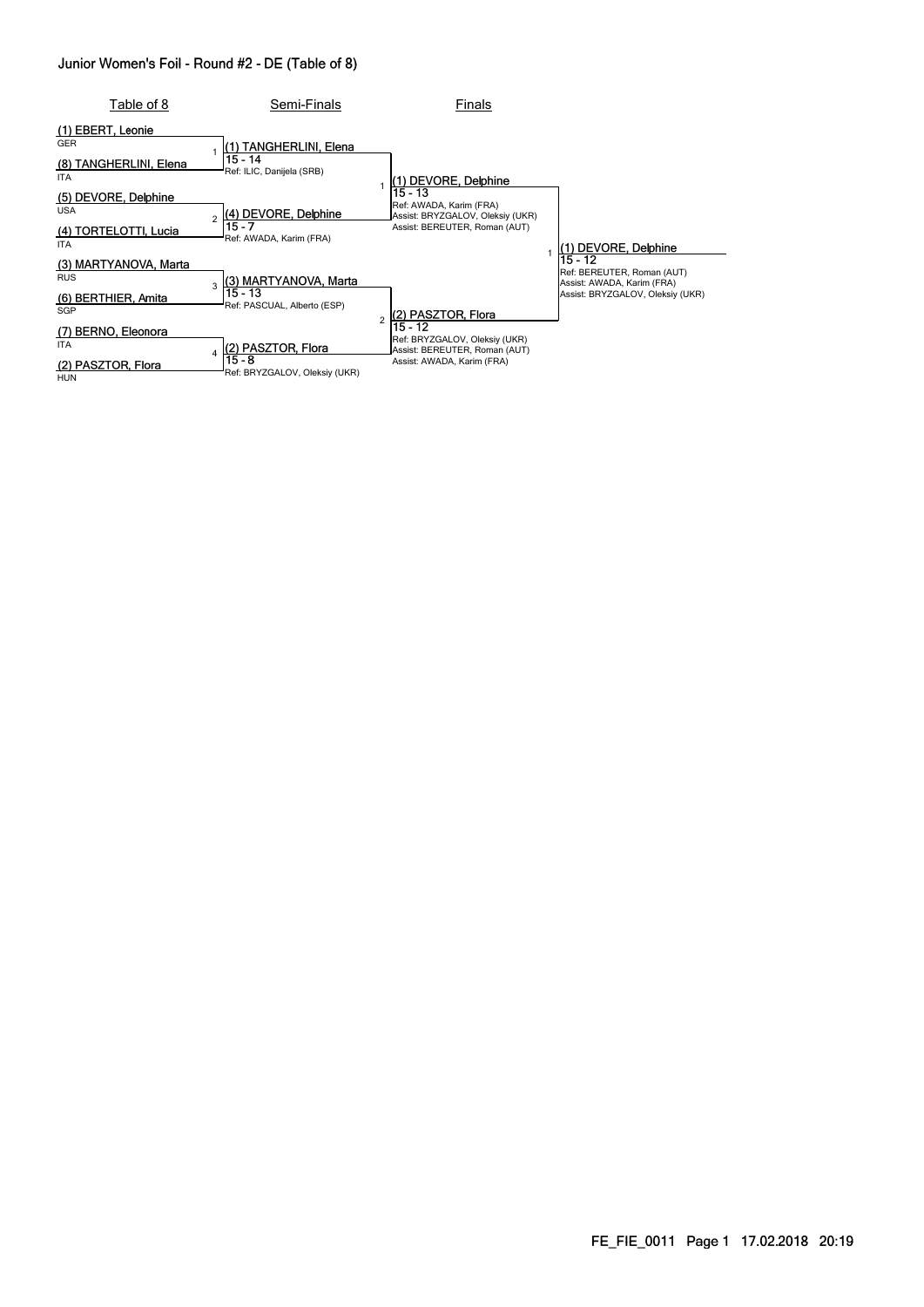## Junior Women's Foil - Round #2 - DE (Table of 8)

### Table of 8

| Fencer | Country |
|---|---|
| (1) EBERT, Leonie | GER |
| (8) TANGHERLINI, Elena | ITA |
| (5) DEVORE, Delphine | USA |
| (4) TORTELOTTI, Lucia | ITA |
| (3) MARTYANOVA, Marta | RUS |
| (6) BERTHIER, Amita | SGP |
| (7) BERNO, Eleonora | ITA |
| (2) PASZTOR, Flora | HUN |

### Semi-Finals

| Bout | Winner | Score | Referee |
|---|---|---|---|
| 1 | (1) TANGHERLINI, Elena | 15 - 14 | Ref: ILIC, Danijela (SRB) |
| 2 | (4) DEVORE, Delphine | 15 - 7 | Ref: AWADA, Karim (FRA) |
| 3 | (3) MARTYANOVA, Marta | 15 - 13 | Ref: PASCUAL, Alberto (ESP) |
| 4 | (2) PASZTOR, Flora | 15 - 8 | Ref: BRYZGALOV, Oleksiy (UKR) |

### Finals

| Bout | Winner | Score | Officials |
|---|---|---|---|
| 1 | (1) DEVORE, Delphine | 15 - 13 | Ref: AWADA, Karim (FRA); Assist: BRYZGALOV, Oleksiy (UKR); Assist: BEREUTER, Roman (AUT) |
| 2 | (2) PASZTOR, Flora | 15 - 12 | Ref: BRYZGALOV, Oleksiy (UKR); Assist: BEREUTER, Roman (AUT); Assist: AWADA, Karim (FRA) |

### Winner

| Bout | Winner | Score | Officials |
|---|---|---|---|
| 1 | (1) DEVORE, Delphine | 15 - 12 | Ref: BEREUTER, Roman (AUT); Assist: AWADA, Karim (FRA); Assist: BRYZGALOV, Oleksiy (UKR) |

FE_FIE_0011 Page 1 17.02.2018 20:19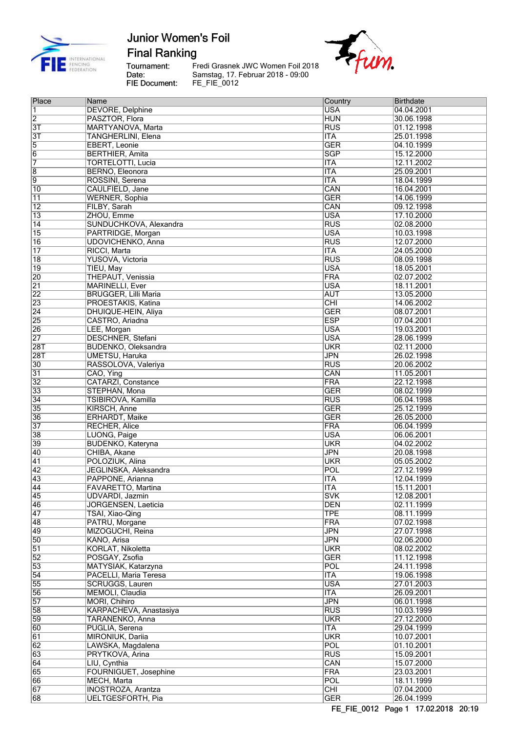# Junior Women's Foil

## Final Ranking

Tournament: Fredi Grasnek JWC Women Foil 2018
Date: Samstag, 17. Februar 2018 - 09:00
FIE Document: FE_FIE_0012

| Place | Name | Country | Birthdate |
|---|---|---|---|
| 1 | DEVORE, Delphine | USA | 04.04.2001 |
| 2 | PASZTOR, Flora | HUN | 30.06.1998 |
| 3T | MARTYANOVA, Marta | RUS | 01.12.1998 |
| 3T | TANGHERLINI, Elena | ITA | 25.01.1998 |
| 5 | EBERT, Leonie | GER | 04.10.1999 |
| 6 | BERTHIER, Amita | SGP | 15.12.2000 |
| 7 | TORTELOTTI, Lucia | ITA | 12.11.2002 |
| 8 | BERNO, Eleonora | ITA | 25.09.2001 |
| 9 | ROSSINI, Serena | ITA | 18.04.1999 |
| 10 | CAULFIELD, Jane | CAN | 16.04.2001 |
| 11 | WERNER, Sophia | GER | 14.06.1999 |
| 12 | FILBY, Sarah | CAN | 09.12.1998 |
| 13 | ZHOU, Emme | USA | 17.10.2000 |
| 14 | SUNDUCHKOVA, Alexandra | RUS | 02.08.2000 |
| 15 | PARTRIDGE, Morgan | USA | 10.03.1998 |
| 16 | UDOVICHENKO, Anna | RUS | 12.07.2000 |
| 17 | RICCI, Marta | ITA | 24.05.2000 |
| 18 | YUSOVA, Victoria | RUS | 08.09.1998 |
| 19 | TIEU, May | USA | 18.05.2001 |
| 20 | THEPAUT, Venissia | FRA | 02.07.2002 |
| 21 | MARINELLI, Ever | USA | 18.11.2001 |
| 22 | BRUGGER, Lilli Maria | AUT | 13.05.2000 |
| 23 | PROESTAKIS, Katina | CHI | 14.06.2002 |
| 24 | DHUIQUE-HEIN, Aliya | GER | 08.07.2001 |
| 25 | CASTRO, Ariadna | ESP | 07.04.2001 |
| 26 | LEE, Morgan | USA | 19.03.2001 |
| 27 | DESCHNER, Stefani | USA | 28.06.1999 |
| 28T | BUDENKO, Oleksandra | UKR | 02.11.2000 |
| 28T | UMETSU, Haruka | JPN | 26.02.1998 |
| 30 | RASSOLOVA, Valeriya | RUS | 20.06.2002 |
| 31 | CAO, Ying | CAN | 11.05.2001 |
| 32 | CATARZI, Constance | FRA | 22.12.1998 |
| 33 | STEPHAN, Mona | GER | 08.02.1999 |
| 34 | TSIBIROVA, Kamilla | RUS | 06.04.1998 |
| 35 | KIRSCH, Anne | GER | 25.12.1999 |
| 36 | ERHARDT, Maike | GER | 26.05.2000 |
| 37 | RECHER, Alice | FRA | 06.04.1999 |
| 38 | LUONG, Paige | USA | 06.06.2001 |
| 39 | BUDENKO, Kateryna | UKR | 04.02.2002 |
| 40 | CHIBA, Akane | JPN | 20.08.1998 |
| 41 | POLOZIUK, Alina | UKR | 05.05.2002 |
| 42 | JEGLINSKA, Aleksandra | POL | 27.12.1999 |
| 43 | PAPPONE, Arianna | ITA | 12.04.1999 |
| 44 | FAVARETTO, Martina | ITA | 15.11.2001 |
| 45 | UDVARDI, Jazmin | SVK | 12.08.2001 |
| 46 | JORGENSEN, Laeticia | DEN | 02.11.1999 |
| 47 | TSAI, Xiao-Qing | TPE | 08.11.1999 |
| 48 | PATRU, Morgane | FRA | 07.02.1998 |
| 49 | MIZOGUCHI, Reina | JPN | 27.07.1998 |
| 50 | KANO, Arisa | JPN | 02.06.2000 |
| 51 | KORLAT, Nikoletta | UKR | 08.02.2002 |
| 52 | POSGAY, Zsofia | GER | 11.12.1998 |
| 53 | MATYSIAK, Katarzyna | POL | 24.11.1998 |
| 54 | PACELLI, Maria Teresa | ITA | 19.06.1998 |
| 55 | SCRUGGS, Lauren | USA | 27.01.2003 |
| 56 | MEMOLI, Claudia | ITA | 26.09.2001 |
| 57 | MORI, Chihiro | JPN | 06.01.1998 |
| 58 | KARPACHEVA, Anastasiya | RUS | 10.03.1999 |
| 59 | TARANENKO, Anna | UKR | 27.12.2000 |
| 60 | PUGLIA, Serena | ITA | 29.04.1999 |
| 61 | MIRONIUK, Dariia | UKR | 10.07.2001 |
| 62 | LAWSKA, Magdalena | POL | 01.10.2001 |
| 63 | PRYTKOVA, Arina | RUS | 15.09.2001 |
| 64 | LIU, Cynthia | CAN | 15.07.2000 |
| 65 | FOURNIGUET, Josephine | FRA | 23.03.2001 |
| 66 | MECH, Marta | POL | 18.11.1999 |
| 67 | INOSTROZA, Arantza | CHI | 07.04.2000 |
| 68 | UELTGESFORTH, Pia | GER | 26.04.1999 |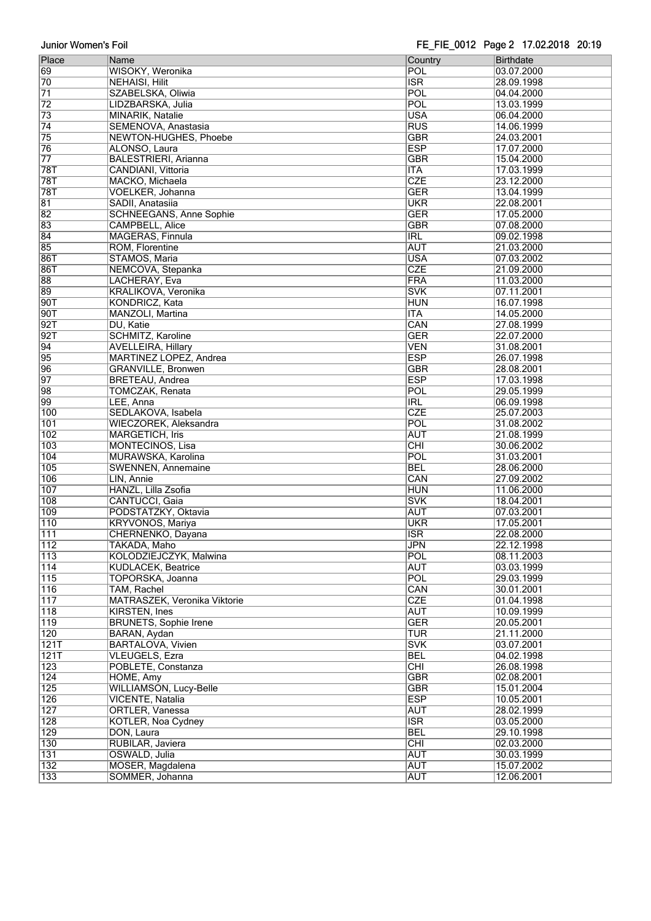| Place | Name | Country | Birthdate |
|---|---|---|---|
| 69 | WISOKY, Weronika | POL | 03.07.2000 |
| 70 | NEHAISI, Hilit | ISR | 28.09.1998 |
| 71 | SZABELSKA, Oliwia | POL | 04.04.2000 |
| 72 | LIDZBARSKA, Julia | POL | 13.03.1999 |
| 73 | MINARIK, Natalie | USA | 06.04.2000 |
| 74 | SEMENOVA, Anastasia | RUS | 14.06.1999 |
| 75 | NEWTON-HUGHES, Phoebe | GBR | 24.03.2001 |
| 76 | ALONSO, Laura | ESP | 17.07.2000 |
| 77 | BALESTRIERI, Arianna | GBR | 15.04.2000 |
| 78T | CANDIANI, Vittoria | ITA | 17.03.1999 |
| 78T | MACKO, Michaela | CZE | 23.12.2000 |
| 78T | VOELKER, Johanna | GER | 13.04.1999 |
| 81 | SADII, Anatasiia | UKR | 22.08.2001 |
| 82 | SCHNEEGANS, Anne Sophie | GER | 17.05.2000 |
| 83 | CAMPBELL, Alice | GBR | 07.08.2000 |
| 84 | MAGERAS, Finnula | IRL | 09.02.1998 |
| 85 | ROM, Florentine | AUT | 21.03.2000 |
| 86T | STAMOS, Maria | USA | 07.03.2002 |
| 86T | NEMCOVA, Stepanka | CZE | 21.09.2000 |
| 88 | LACHERAY, Eva | FRA | 11.03.2000 |
| 89 | KRALIKOVA, Veronika | SVK | 07.11.2001 |
| 90T | KONDRICZ, Kata | HUN | 16.07.1998 |
| 90T | MANZOLI, Martina | ITA | 14.05.2000 |
| 92T | DU, Katie | CAN | 27.08.1999 |
| 92T | SCHMITZ, Karoline | GER | 22.07.2000 |
| 94 | AVELLEIRA, Hillary | VEN | 31.08.2001 |
| 95 | MARTINEZ LOPEZ, Andrea | ESP | 26.07.1998 |
| 96 | GRANVILLE, Bronwen | GBR | 28.08.2001 |
| 97 | BRETEAU, Andrea | ESP | 17.03.1998 |
| 98 | TOMCZAK, Renata | POL | 29.05.1999 |
| 99 | LEE, Anna | IRL | 06.09.1998 |
| 100 | SEDLAKOVA, Isabela | CZE | 25.07.2003 |
| 101 | WIECZOREK, Aleksandra | POL | 31.08.2002 |
| 102 | MARGETICH, Iris | AUT | 21.08.1999 |
| 103 | MONTECINOS, Lisa | CHI | 30.06.2002 |
| 104 | MURAWSKA, Karolina | POL | 31.03.2001 |
| 105 | SWENNEN, Annemaine | BEL | 28.06.2000 |
| 106 | LIN, Annie | CAN | 27.09.2002 |
| 107 | HANZL, Lilla Zsofia | HUN | 11.06.2000 |
| 108 | CANTUCCI, Gaia | SVK | 18.04.2001 |
| 109 | PODSTATZKY, Oktavia | AUT | 07.03.2001 |
| 110 | KRYVONOS, Mariya | UKR | 17.05.2001 |
| 111 | CHERNENKO, Dayana | ISR | 22.08.2000 |
| 112 | TAKADA, Maho | JPN | 22.12.1998 |
| 113 | KOLODZIEJCZYK, Malwina | POL | 08.11.2003 |
| 114 | KUDLACEK, Beatrice | AUT | 03.03.1999 |
| 115 | TOPORSKA, Joanna | POL | 29.03.1999 |
| 116 | TAM, Rachel | CAN | 30.01.2001 |
| 117 | MATRASZEK, Veronika Viktorie | CZE | 01.04.1998 |
| 118 | KIRSTEN, Ines | AUT | 10.09.1999 |
| 119 | BRUNETS, Sophie Irene | GER | 20.05.2001 |
| 120 | BARAN, Aydan | TUR | 21.11.2000 |
| 121T | BARTALOVA, Vivien | SVK | 03.07.2001 |
| 121T | VLEUGELS, Ezra | BEL | 04.02.1998 |
| 123 | POBLETE, Constanza | CHI | 26.08.1998 |
| 124 | HOME, Amy | GBR | 02.08.2001 |
| 125 | WILLIAMSON, Lucy-Belle | GBR | 15.01.2004 |
| 126 | VICENTE, Natalia | ESP | 10.05.2001 |
| 127 | ORTLER, Vanessa | AUT | 28.02.1999 |
| 128 | KOTLER, Noa Cydney | ISR | 03.05.2000 |
| 129 | DON, Laura | BEL | 29.10.1998 |
| 130 | RUBILAR, Javiera | CHI | 02.03.2000 |
| 131 | OSWALD, Julia | AUT | 30.03.1999 |
| 132 | MOSER, Magdalena | AUT | 15.07.2002 |
| 133 | SOMMER, Johanna | AUT | 12.06.2001 |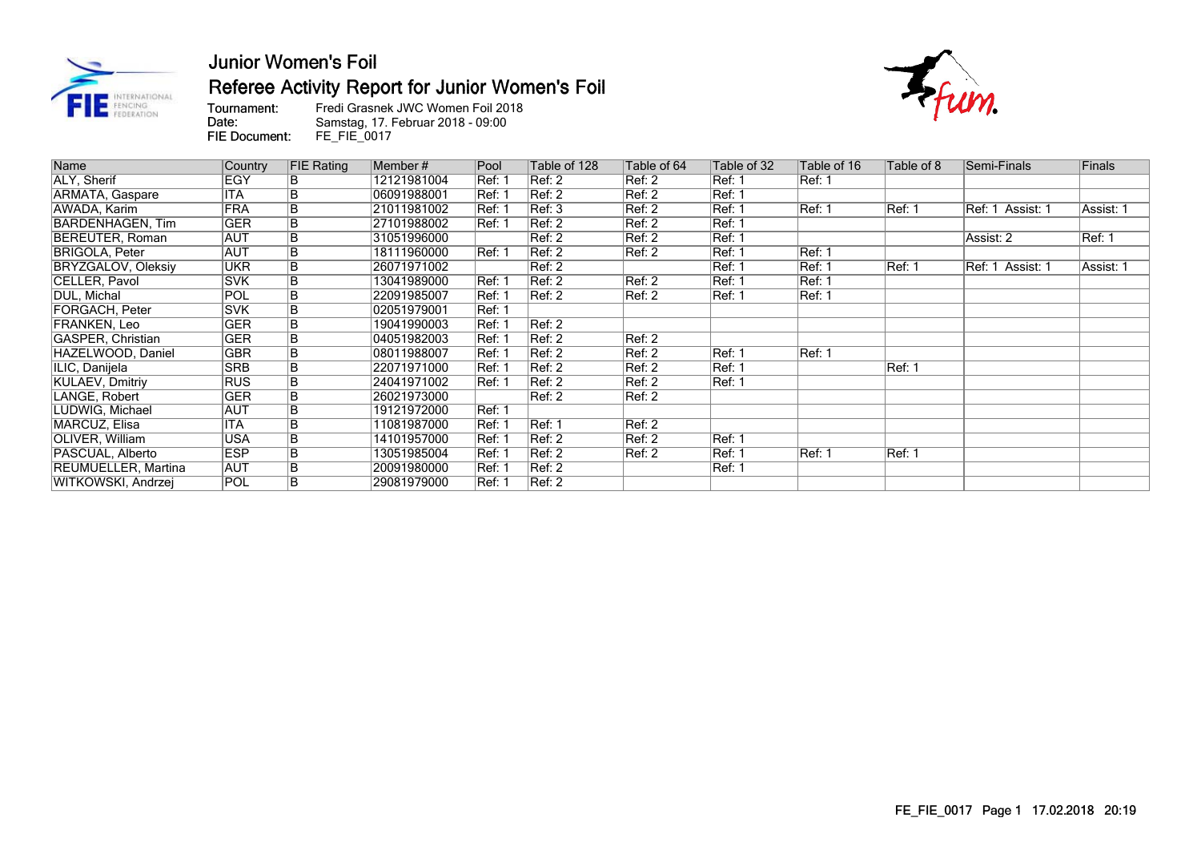# Junior Women's Foil

## Referee Activity Report for Junior Women's Foil

**Tournament:** Fredi Grasnek JWC Women Foil 2018
**Date:** Samstag, 17. Februar 2018 - 09:00
**FIE Document:** FE_FIE_0017

| Name | Country | FIE Rating | Member # | Pool | Table of 128 | Table of 64 | Table of 32 | Table of 16 | Table of 8 | Semi-Finals | Finals |
|---|---|---|---|---|---|---|---|---|---|---|---|
| ALY, Sherif | EGY | B | 12121981004 | Ref: 1 | Ref: 2 | Ref: 2 | Ref: 1 | Ref: 1 | | | |
| ARMATA, Gaspare | ITA | B | 06091988001 | Ref: 1 | Ref: 2 | Ref: 2 | Ref: 1 | | | | |
| AWADA, Karim | FRA | B | 21011981002 | Ref: 1 | Ref: 3 | Ref: 2 | Ref: 1 | Ref: 1 | Ref: 1 | Ref: 1 Assist: 1 | Assist: 1 |
| BARDENHAGEN, Tim | GER | B | 27101988002 | Ref: 1 | Ref: 2 | Ref: 2 | Ref: 1 | | | | |
| BEREUTER, Roman | AUT | B | 31051996000 | | Ref: 2 | Ref: 2 | Ref: 1 | | | Assist: 2 | Ref: 1 |
| BRIGOLA, Peter | AUT | B | 18111960000 | Ref: 1 | Ref: 2 | Ref: 2 | Ref: 1 | Ref: 1 | | | |
| BRYZGALOV, Oleksiy | UKR | B | 26071971002 | | Ref: 2 | | Ref: 1 | Ref: 1 | Ref: 1 | Ref: 1 Assist: 1 | Assist: 1 |
| CELLER, Pavol | SVK | B | 13041989000 | Ref: 1 | Ref: 2 | Ref: 2 | Ref: 1 | Ref: 1 | | | |
| DUL, Michal | POL | B | 22091985007 | Ref: 1 | Ref: 2 | Ref: 2 | Ref: 1 | Ref: 1 | | | |
| FORGACH, Peter | SVK | B | 02051979001 | Ref: 1 | | | | | | | |
| FRANKEN, Leo | GER | B | 19041990003 | Ref: 1 | Ref: 2 | | | | | | |
| GASPER, Christian | GER | B | 04051982003 | Ref: 1 | Ref: 2 | Ref: 2 | | | | | |
| HAZELWOOD, Daniel | GBR | B | 08011988007 | Ref: 1 | Ref: 2 | Ref: 2 | Ref: 1 | Ref: 1 | | | |
| ILIC, Danijela | SRB | B | 22071971000 | Ref: 1 | Ref: 2 | Ref: 2 | Ref: 1 | | Ref: 1 | | |
| KULAEV, Dmitriy | RUS | B | 24041971002 | Ref: 1 | Ref: 2 | Ref: 2 | Ref: 1 | | | | |
| LANGE, Robert | GER | B | 26021973000 | | Ref: 2 | Ref: 2 | | | | | |
| LUDWIG, Michael | AUT | B | 19121972000 | Ref: 1 | | | | | | | |
| MARCUZ, Elisa | ITA | B | 11081987000 | Ref: 1 | Ref: 1 | Ref: 2 | | | | | |
| OLIVER, William | USA | B | 14101957000 | Ref: 1 | Ref: 2 | Ref: 2 | Ref: 1 | | | | |
| PASCUAL, Alberto | ESP | B | 13051985004 | Ref: 1 | Ref: 2 | Ref: 2 | Ref: 1 | Ref: 1 | Ref: 1 | | |
| REUMUELLER, Martina | AUT | B | 20091980000 | Ref: 1 | Ref: 2 | | Ref: 1 | | | | |
| WITKOWSKI, Andrzej | POL | B | 29081979000 | Ref: 1 | Ref: 2 | | | | | | |

FE_FIE_0017 Page 1 17.02.2018 20:19